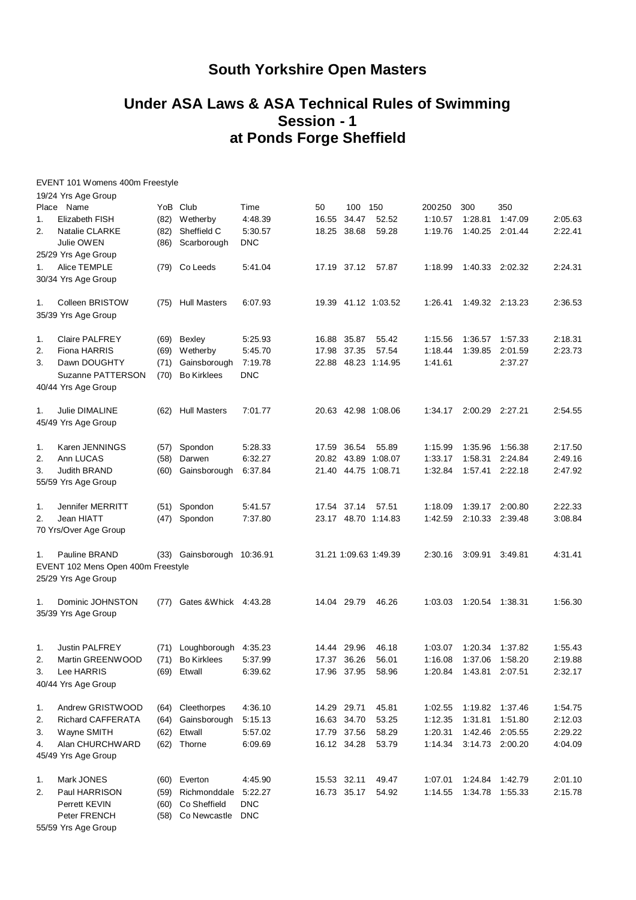# South Yorkshire Open Masters

## Under ASA Laws & ASA Technical Rules of Swimming
## Session - 1
## at Ponds Forge Sheffield

EVENT 101 Womens 400m Freestyle

| Place | Name | YoB | Club | Time | 50 | 100 | 150 | 200 | 250 | 300 | 350 |
|---|---|---|---|---|---|---|---|---|---|---|---|
| 19/24 Yrs Age Group | | | | | | | | | | | |
| 1. | Elizabeth FISH | (82) | Wetherby | 4:48.39 | 16.55 | 34.47 | 52.52 | 1:10.57 | 1:28.81 | 1:47.09 | 2:05.63 |
| 2. | Natalie CLARKE | (82) | Sheffield C | 5:30.57 | 18.25 | 38.68 | 59.28 | 1:19.76 | 1:40.25 | 2:01.44 | 2:22.41 |
| | Julie OWEN | (86) | Scarborough | DNC | | | | | | | |
| 25/29 Yrs Age Group | | | | | | | | | | | |
| 1. | Alice TEMPLE | (79) | Co Leeds | 5:41.04 | 17.19 | 37.12 | 57.87 | 1:18.99 | 1:40.33 | 2:02.32 | 2:24.31 |
| 30/34 Yrs Age Group | | | | | | | | | | | |
| 1. | Colleen BRISTOW | (75) | Hull Masters | 6:07.93 | 19.39 | 41.12 | 1:03.52 | 1:26.41 | 1:49.32 | 2:13.23 | 2:36.53 |
| 35/39 Yrs Age Group | | | | | | | | | | | |
| 1. | Claire PALFREY | (69) | Bexley | 5:25.93 | 16.88 | 35.87 | 55.42 | 1:15.56 | 1:36.57 | 1:57.33 | 2:18.31 |
| 2. | Fiona HARRIS | (69) | Wetherby | 5:45.70 | 17.98 | 37.35 | 57.54 | 1:18.44 | 1:39.85 | 2:01.59 | 2:23.73 |
| 3. | Dawn DOUGHTY | (71) | Gainsborough | 7:19.78 | 22.88 | 48.23 | 1:14.95 | 1:41.61 | | 2:37.27 | |
| | Suzanne PATTERSON | (70) | Bo Kirklees | DNC | | | | | | | |
| 40/44 Yrs Age Group | | | | | | | | | | | |
| 1. | Julie DIMALINE | (62) | Hull Masters | 7:01.77 | 20.63 | 42.98 | 1:08.06 | 1:34.17 | 2:00.29 | 2:27.21 | 2:54.55 |
| 45/49 Yrs Age Group | | | | | | | | | | | |
| 1. | Karen JENNINGS | (57) | Spondon | 5:28.33 | 17.59 | 36.54 | 55.89 | 1:15.99 | 1:35.96 | 1:56.38 | 2:17.50 |
| 2. | Ann LUCAS | (58) | Darwen | 6:32.27 | 20.82 | 43.89 | 1:08.07 | 1:33.17 | 1:58.31 | 2:24.84 | 2:49.16 |
| 3. | Judith BRAND | (60) | Gainsborough | 6:37.84 | 21.40 | 44.75 | 1:08.71 | 1:32.84 | 1:57.41 | 2:22.18 | 2:47.92 |
| 55/59 Yrs Age Group | | | | | | | | | | | |
| 1. | Jennifer MERRITT | (51) | Spondon | 5:41.57 | 17.54 | 37.14 | 57.51 | 1:18.09 | 1:39.17 | 2:00.80 | 2:22.33 |
| 2. | Jean HIATT | (47) | Spondon | 7:37.80 | 23.17 | 48.70 | 1:14.83 | 1:42.59 | 2:10.33 | 2:39.48 | 3:08.84 |
| 70 Yrs/Over Age Group | | | | | | | | | | | |
| 1. | Pauline BRAND | (33) | Gainsborough | 10:36.91 | 31.21 | 1:09.63 | 1:49.39 | 2:30.16 | 3:09.91 | 3:49.81 | 4:31.41 |

EVENT 102 Mens Open 400m Freestyle

| Place | Name | YoB | Club | Time | 50 | 100 | 150 | 200 | 250 | 300 | 350 |
|---|---|---|---|---|---|---|---|---|---|---|---|
| 25/29 Yrs Age Group | | | | | | | | | | | |
| 1. | Dominic JOHNSTON | (77) | Gates &Whick | 4:43.28 | 14.04 | 29.79 | 46.26 | 1:03.03 | 1:20.54 | 1:38.31 | 1:56.30 |
| 35/39 Yrs Age Group | | | | | | | | | | | |
| 1. | Justin PALFREY | (71) | Loughborough | 4:35.23 | 14.44 | 29.96 | 46.18 | 1:03.07 | 1:20.34 | 1:37.82 | 1:55.43 |
| 2. | Martin GREENWOOD | (71) | Bo Kirklees | 5:37.99 | 17.37 | 36.26 | 56.01 | 1:16.08 | 1:37.06 | 1:58.20 | 2:19.88 |
| 3. | Lee HARRIS | (69) | Etwall | 6:39.62 | 17.96 | 37.95 | 58.96 | 1:20.84 | 1:43.81 | 2:07.51 | 2:32.17 |
| 40/44 Yrs Age Group | | | | | | | | | | | |
| 1. | Andrew GRISTWOOD | (64) | Cleethorpes | 4:36.10 | 14.29 | 29.71 | 45.81 | 1:02.55 | 1:19.82 | 1:37.46 | 1:54.75 |
| 2. | Richard CAFFERATA | (64) | Gainsborough | 5:15.13 | 16.63 | 34.70 | 53.25 | 1:12.35 | 1:31.81 | 1:51.80 | 2:12.03 |
| 3. | Wayne SMITH | (62) | Etwall | 5:57.02 | 17.79 | 37.56 | 58.29 | 1:20.31 | 1:42.46 | 2:05.55 | 2:29.22 |
| 4. | Alan CHURCHWARD | (62) | Thorne | 6:09.69 | 16.12 | 34.28 | 53.79 | 1:14.34 | 3:14.73 | 2:00.20 | 4:04.09 |
| 45/49 Yrs Age Group | | | | | | | | | | | |
| 1. | Mark JONES | (60) | Everton | 4:45.90 | 15.53 | 32.11 | 49.47 | 1:07.01 | 1:24.84 | 1:42.79 | 2:01.10 |
| 2. | Paul HARRISON | (59) | Richmonddale | 5:22.27 | 16.73 | 35.17 | 54.92 | 1:14.55 | 1:34.78 | 1:55.33 | 2:15.78 |
| | Perrett KEVIN | (60) | Co Sheffield | DNC | | | | | | | |
| | Peter FRENCH | (58) | Co Newcastle | DNC | | | | | | | |
| 55/59 Yrs Age Group | | | | | | | | | | | |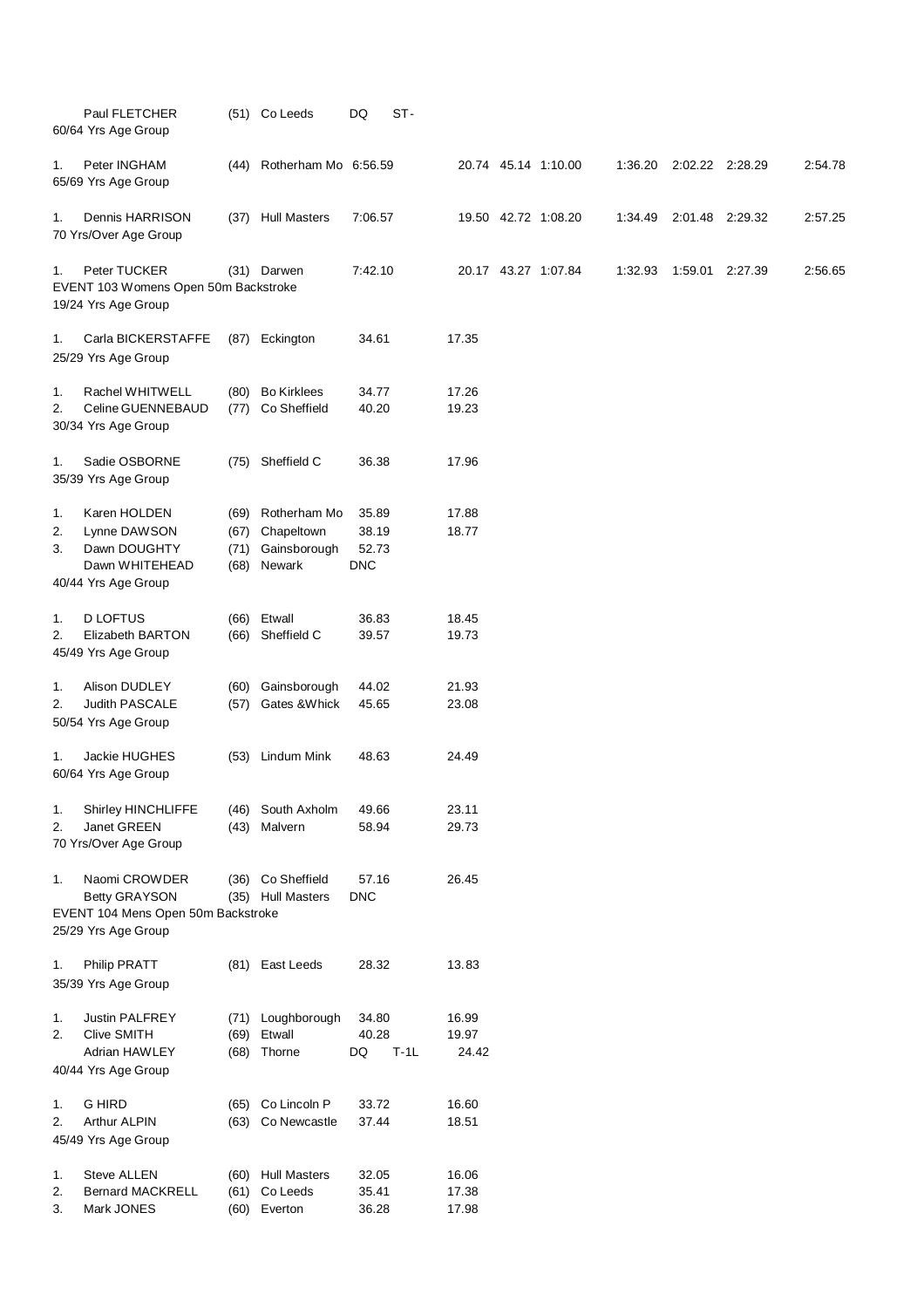| | Name | Age | Club | Time | | Splits | | | | | | |
|---|---|---|---|---|---|---|---|---|---|---|---|---|
| | Paul FLETCHER | (51) | Co Leeds | DQ | ST- | | | | | | | |

60/64 Yrs Age Group

| | | | | | | | | | | | |
|---|---|---|---|---|---|---|---|---|---|---|---|
| 1. | Peter INGHAM | (44) | Rotherham Mo | 6:56.59 | 20.74 | 45.14 | 1:10.00 | 1:36.20 | 2:02.22 | 2:28.29 | 2:54.78 |

65/69 Yrs Age Group

| | | | | | | | | | | | |
|---|---|---|---|---|---|---|---|---|---|---|---|
| 1. | Dennis HARRISON | (37) | Hull Masters | 7:06.57 | 19.50 | 42.72 | 1:08.20 | 1:34.49 | 2:01.48 | 2:29.32 | 2:57.25 |

70 Yrs/Over Age Group

| | | | | | | | | | | | |
|---|---|---|---|---|---|---|---|---|---|---|---|
| 1. | Peter TUCKER | (31) | Darwen | 7:42.10 | 20.17 | 43.27 | 1:07.84 | 1:32.93 | 1:59.01 | 2:27.39 | 2:56.65 |

EVENT 103 Womens Open 50m Backstroke

19/24 Yrs Age Group

| | | | | | |
|---|---|---|---|---|---|
| 1. | Carla BICKERSTAFFE | (87) | Eckington | 34.61 | 17.35 |

25/29 Yrs Age Group

| | | | | | |
|---|---|---|---|---|---|
| 1. | Rachel WHITWELL | (80) | Bo Kirklees | 34.77 | 17.26 |
| 2. | Celine GUENNEBAUD | (77) | Co Sheffield | 40.20 | 19.23 |

30/34 Yrs Age Group

| | | | | | |
|---|---|---|---|---|---|
| 1. | Sadie OSBORNE | (75) | Sheffield C | 36.38 | 17.96 |

35/39 Yrs Age Group

| | | | | | |
|---|---|---|---|---|---|
| 1. | Karen HOLDEN | (69) | Rotherham Mo | 35.89 | 17.88 |
| 2. | Lynne DAWSON | (67) | Chapeltown | 38.19 | 18.77 |
| 3. | Dawn DOUGHTY | (71) | Gainsborough | 52.73 | |
| | Dawn WHITEHEAD | (68) | Newark | DNC | |

40/44 Yrs Age Group

| | | | | | |
|---|---|---|---|---|---|
| 1. | D LOFTUS | (66) | Etwall | 36.83 | 18.45 |
| 2. | Elizabeth BARTON | (66) | Sheffield C | 39.57 | 19.73 |

45/49 Yrs Age Group

| | | | | | |
|---|---|---|---|---|---|
| 1. | Alison DUDLEY | (60) | Gainsborough | 44.02 | 21.93 |
| 2. | Judith PASCALE | (57) | Gates &Whick | 45.65 | 23.08 |

50/54 Yrs Age Group

| | | | | | |
|---|---|---|---|---|---|
| 1. | Jackie HUGHES | (53) | Lindum Mink | 48.63 | 24.49 |

60/64 Yrs Age Group

| | | | | | |
|---|---|---|---|---|---|
| 1. | Shirley HINCHLIFFE | (46) | South Axholm | 49.66 | 23.11 |
| 2. | Janet GREEN | (43) | Malvern | 58.94 | 29.73 |

70 Yrs/Over Age Group

| | | | | | |
|---|---|---|---|---|---|
| 1. | Naomi CROWDER | (36) | Co Sheffield | 57.16 | 26.45 |
| | Betty GRAYSON | (35) | Hull Masters | DNC | |

EVENT 104 Mens Open 50m Backstroke

25/29 Yrs Age Group

| | | | | | |
|---|---|---|---|---|---|
| 1. | Philip PRATT | (81) | East Leeds | 28.32 | 13.83 |

35/39 Yrs Age Group

| | | | | | |
|---|---|---|---|---|---|
| 1. | Justin PALFREY | (71) | Loughborough | 34.80 | 16.99 |
| 2. | Clive SMITH | (69) | Etwall | 40.28 | 19.97 |
| | Adrian HAWLEY | (68) | Thorne | DQ T-1L | 24.42 |

40/44 Yrs Age Group

| | | | | | |
|---|---|---|---|---|---|
| 1. | G HIRD | (65) | Co Lincoln P | 33.72 | 16.60 |
| 2. | Arthur ALPIN | (63) | Co Newcastle | 37.44 | 18.51 |

45/49 Yrs Age Group

| | | | | | |
|---|---|---|---|---|---|
| 1. | Steve ALLEN | (60) | Hull Masters | 32.05 | 16.06 |
| 2. | Bernard MACKRELL | (61) | Co Leeds | 35.41 | 17.38 |
| 3. | Mark JONES | (60) | Everton | 36.28 | 17.98 |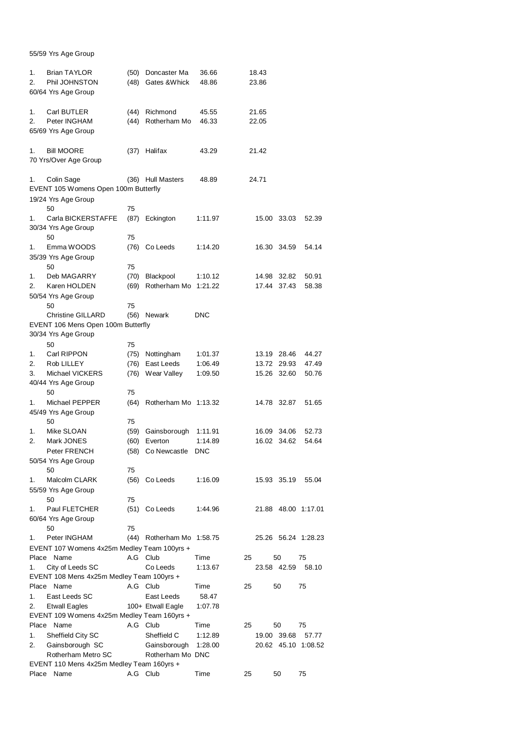55/59 Yrs Age Group

| | Name | AG | Club | Time | 25 |
|---|---|---|---|---|---|
| 1. | Brian TAYLOR | (50) | Doncaster Ma | 36.66 | 18.43 |
| 2. | Phil JOHNSTON | (48) | Gates &Whick | 48.86 | 23.86 |

60/64 Yrs Age Group

| | Name | AG | Club | Time | 25 |
|---|---|---|---|---|---|
| 1. | Carl BUTLER | (44) | Richmond | 45.55 | 21.65 |
| 2. | Peter INGHAM | (44) | Rotherham Mo | 46.33 | 22.05 |

65/69 Yrs Age Group

| | Name | AG | Club | Time | 25 |
|---|---|---|---|---|---|
| 1. | Bill MOORE | (37) | Halifax | 43.29 | 21.42 |

70 Yrs/Over Age Group

| | Name | AG | Club | Time | 25 |
|---|---|---|---|---|---|
| 1. | Colin Sage | (36) | Hull Masters | 48.89 | 24.71 |

EVENT 105 Womens Open 100m Butterfly

19/24 Yrs Age Group

| | Name | AG | Club | Time | 25 | 50 | 75 |
|---|---|---|---|---|---|---|---|
| 1. | Carla BICKERSTAFFE | (87) | Eckington | 1:11.97 | 15.00 | 33.03 | 52.39 |

30/34 Yrs Age Group

| | Name | AG | Club | Time | 25 | 50 | 75 |
|---|---|---|---|---|---|---|---|
| 1. | Emma WOODS | (76) | Co Leeds | 1:14.20 | 16.30 | 34.59 | 54.14 |

35/39 Yrs Age Group

| | Name | AG | Club | Time | 25 | 50 | 75 |
|---|---|---|---|---|---|---|---|
| 1. | Deb MAGARRY | (70) | Blackpool | 1:10.12 | 14.98 | 32.82 | 50.91 |
| 2. | Karen HOLDEN | (69) | Rotherham Mo | 1:21.22 | 17.44 | 37.43 | 58.38 |

50/54 Yrs Age Group

| | Name | AG | Club | Time |
|---|---|---|---|---|
| | Christine GILLARD | (56) | Newark | DNC |

EVENT 106 Mens Open 100m Butterfly

30/34 Yrs Age Group

| | Name | AG | Club | Time | 25 | 50 | 75 |
|---|---|---|---|---|---|---|---|
| 1. | Carl RIPPON | (75) | Nottingham | 1:01.37 | 13.19 | 28.46 | 44.27 |
| 2. | Rob LILLEY | (76) | East Leeds | 1:06.49 | 13.72 | 29.93 | 47.49 |
| 3. | Michael VICKERS | (76) | Wear Valley | 1:09.50 | 15.26 | 32.60 | 50.76 |

40/44 Yrs Age Group

| | Name | AG | Club | Time | 25 | 50 | 75 |
|---|---|---|---|---|---|---|---|
| 1. | Michael PEPPER | (64) | Rotherham Mo | 1:13.32 | 14.78 | 32.87 | 51.65 |

45/49 Yrs Age Group

| | Name | AG | Club | Time | 25 | 50 | 75 |
|---|---|---|---|---|---|---|---|
| 1. | Mike SLOAN | (59) | Gainsborough | 1:11.91 | 16.09 | 34.06 | 52.73 |
| 2. | Mark JONES | (60) | Everton | 1:14.89 | 16.02 | 34.62 | 54.64 |
| | Peter FRENCH | (58) | Co Newcastle | DNC | | | |

50/54 Yrs Age Group

| | Name | AG | Club | Time | 25 | 50 | 75 |
|---|---|---|---|---|---|---|---|
| 1. | Malcolm CLARK | (56) | Co Leeds | 1:16.09 | 15.93 | 35.19 | 55.04 |

55/59 Yrs Age Group

| | Name | AG | Club | Time | 25 | 50 | 75 |
|---|---|---|---|---|---|---|---|
| 1. | Paul FLETCHER | (51) | Co Leeds | 1:44.96 | 21.88 | 48.00 | 1:17.01 |

60/64 Yrs Age Group

| | Name | AG | Club | Time | 25 | 50 | 75 |
|---|---|---|---|---|---|---|---|
| 1. | Peter INGHAM | (44) | Rotherham Mo | 1:58.75 | 25.26 | 56.24 | 1:28.23 |

EVENT 107 Womens 4x25m Medley Team 100yrs +

| Place | Name | A.G | Club | Time | 25 | 50 | 75 |
|---|---|---|---|---|---|---|---|
| 1. | City of Leeds SC | | Co Leeds | 1:13.67 | 23.58 | 42.59 | 58.10 |

EVENT 108 Mens 4x25m Medley Team 100yrs +

| Place | Name | A.G | Club | Time | 25 | 50 | 75 |
|---|---|---|---|---|---|---|---|
| 1. | East Leeds SC | | East Leeds | 58.47 | | | |
| 2. | Etwall Eagles | 100+ | Etwall Eagle | 1:07.78 | | | |

EVENT 109 Womens 4x25m Medley Team 160yrs +

| Place | Name | A.G | Club | Time | 25 | 50 | 75 |
|---|---|---|---|---|---|---|---|
| 1. | Sheffield City SC | | Sheffield C | 1:12.89 | 19.00 | 39.68 | 57.77 |
| 2. | Gainsborough SC | | Gainsborough | 1:28.00 | 20.62 | 45.10 | 1:08.52 |
| | Rotherham Metro SC | | Rotherham Mo | DNC | | | |

EVENT 110 Mens 4x25m Medley Team 160yrs +

| Place | Name | A.G | Club | Time | 25 | 50 | 75 |
|---|---|---|---|---|---|---|---|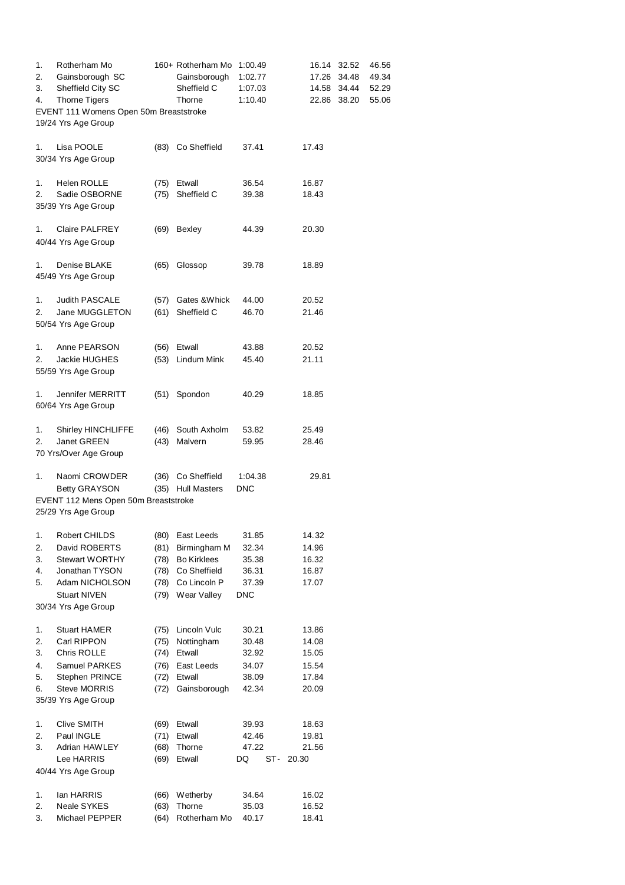| Pos | Name | | Club | Time | Splits | | |
|---|---|---|---|---|---|---|---|
| 1. | Rotherham Mo | 160+ | Rotherham Mo | 1:00.49 | 16.14 | 32.52 | 46.56 |
| 2. | Gainsborough SC | | Gainsborough | 1:02.77 | 17.26 | 34.48 | 49.34 |
| 3. | Sheffield City SC | | Sheffield C | 1:07.03 | 14.58 | 34.44 | 52.29 |
| 4. | Thorne Tigers | | Thorne | 1:10.40 | 22.86 | 38.20 | 55.06 |

## EVENT 111 Womens Open 50m Breaststroke

### 19/24 Yrs Age Group

| Pos | Name | Age | Club | Time | Split |
|---|---|---|---|---|---|
| 1. | Lisa POOLE | (83) | Co Sheffield | 37.41 | 17.43 |

### 30/34 Yrs Age Group

| Pos | Name | Age | Club | Time | Split |
|---|---|---|---|---|---|
| 1. | Helen ROLLE | (75) | Etwall | 36.54 | 16.87 |
| 2. | Sadie OSBORNE | (75) | Sheffield C | 39.38 | 18.43 |

### 35/39 Yrs Age Group

| Pos | Name | Age | Club | Time | Split |
|---|---|---|---|---|---|
| 1. | Claire PALFREY | (69) | Bexley | 44.39 | 20.30 |

### 40/44 Yrs Age Group

| Pos | Name | Age | Club | Time | Split |
|---|---|---|---|---|---|
| 1. | Denise BLAKE | (65) | Glossop | 39.78 | 18.89 |

### 45/49 Yrs Age Group

| Pos | Name | Age | Club | Time | Split |
|---|---|---|---|---|---|
| 1. | Judith PASCALE | (57) | Gates &Whick | 44.00 | 20.52 |
| 2. | Jane MUGGLETON | (61) | Sheffield C | 46.70 | 21.46 |

### 50/54 Yrs Age Group

| Pos | Name | Age | Club | Time | Split |
|---|---|---|---|---|---|
| 1. | Anne PEARSON | (56) | Etwall | 43.88 | 20.52 |
| 2. | Jackie HUGHES | (53) | Lindum Mink | 45.40 | 21.11 |

### 55/59 Yrs Age Group

| Pos | Name | Age | Club | Time | Split |
|---|---|---|---|---|---|
| 1. | Jennifer MERRITT | (51) | Spondon | 40.29 | 18.85 |

### 60/64 Yrs Age Group

| Pos | Name | Age | Club | Time | Split |
|---|---|---|---|---|---|
| 1. | Shirley HINCHLIFFE | (46) | South Axholm | 53.82 | 25.49 |
| 2. | Janet GREEN | (43) | Malvern | 59.95 | 28.46 |

### 70 Yrs/Over Age Group

| Pos | Name | Age | Club | Time | Split |
|---|---|---|---|---|---|
| 1. | Naomi CROWDER | (36) | Co Sheffield | 1:04.38 | 29.81 |
| | Betty GRAYSON | (35) | Hull Masters | DNC | |

## EVENT 112 Mens Open 50m Breaststroke

### 25/29 Yrs Age Group

| Pos | Name | Age | Club | Time | Split |
|---|---|---|---|---|---|
| 1. | Robert CHILDS | (80) | East Leeds | 31.85 | 14.32 |
| 2. | David ROBERTS | (81) | Birmingham M | 32.34 | 14.96 |
| 3. | Stewart WORTHY | (78) | Bo Kirklees | 35.38 | 16.32 |
| 4. | Jonathan TYSON | (78) | Co Sheffield | 36.31 | 16.87 |
| 5. | Adam NICHOLSON | (78) | Co Lincoln P | 37.39 | 17.07 |
| | Stuart NIVEN | (79) | Wear Valley | DNC | |

### 30/34 Yrs Age Group

| Pos | Name | Age | Club | Time | Split |
|---|---|---|---|---|---|
| 1. | Stuart HAMER | (75) | Lincoln Vulc | 30.21 | 13.86 |
| 2. | Carl RIPPON | (75) | Nottingham | 30.48 | 14.08 |
| 3. | Chris ROLLE | (74) | Etwall | 32.92 | 15.05 |
| 4. | Samuel PARKES | (76) | East Leeds | 34.07 | 15.54 |
| 5. | Stephen PRINCE | (72) | Etwall | 38.09 | 17.84 |
| 6. | Steve MORRIS | (72) | Gainsborough | 42.34 | 20.09 |

### 35/39 Yrs Age Group

| Pos | Name | Age | Club | Time | Split |
|---|---|---|---|---|---|
| 1. | Clive SMITH | (69) | Etwall | 39.93 | 18.63 |
| 2. | Paul INGLE | (71) | Etwall | 42.46 | 19.81 |
| 3. | Adrian HAWLEY | (68) | Thorne | 47.22 | 21.56 |
| | Lee HARRIS | (69) | Etwall | DQ ST- | 20.30 |

### 40/44 Yrs Age Group

| Pos | Name | Age | Club | Time | Split |
|---|---|---|---|---|---|
| 1. | Ian HARRIS | (66) | Wetherby | 34.64 | 16.02 |
| 2. | Neale SYKES | (63) | Thorne | 35.03 | 16.52 |
| 3. | Michael PEPPER | (64) | Rotherham Mo | 40.17 | 18.41 |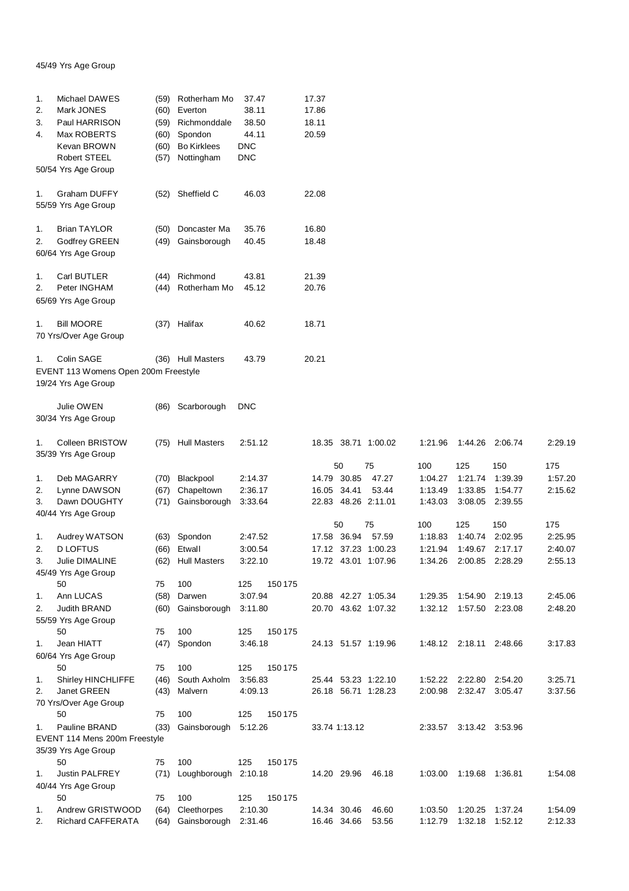45/49 Yrs Age Group

| | | | | | |
|---|---|---|---|---|---|
| 1. | Michael DAWES | (59) | Rotherham Mo | 37.47 | 17.37 |
| 2. | Mark JONES | (60) | Everton | 38.11 | 17.86 |
| 3. | Paul HARRISON | (59) | Richmonddale | 38.50 | 18.11 |
| 4. | Max ROBERTS | (60) | Spondon | 44.11 | 20.59 |
| | Kevan BROWN | (60) | Bo Kirklees | DNC | |
| | Robert STEEL | (57) | Nottingham | DNC | |

50/54 Yrs Age Group

| | | | | | |
|---|---|---|---|---|---|
| 1. | Graham DUFFY | (52) | Sheffield C | 46.03 | 22.08 |

55/59 Yrs Age Group

| | | | | | |
|---|---|---|---|---|---|
| 1. | Brian TAYLOR | (50) | Doncaster Ma | 35.76 | 16.80 |
| 2. | Godfrey GREEN | (49) | Gainsborough | 40.45 | 18.48 |

60/64 Yrs Age Group

| | | | | | |
|---|---|---|---|---|---|
| 1. | Carl BUTLER | (44) | Richmond | 43.81 | 21.39 |
| 2. | Peter INGHAM | (44) | Rotherham Mo | 45.12 | 20.76 |

65/69 Yrs Age Group

| | | | | | |
|---|---|---|---|---|---|
| 1. | Bill MOORE | (37) | Halifax | 40.62 | 18.71 |

70 Yrs/Over Age Group

| | | | | | |
|---|---|---|---|---|---|
| 1. | Colin SAGE | (36) | Hull Masters | 43.79 | 20.21 |

## EVENT 113 Womens Open 200m Freestyle

19/24 Yrs Age Group

| | | | | |
|---|---|---|---|---|
| | Julie OWEN | (86) | Scarborough | DNC |

30/34 Yrs Age Group

| | | | | | 50 | 75 | 100 | 125 | 150 | 175 | |
|---|---|---|---|---|---|---|---|---|---|---|---|
| 1. | Colleen BRISTOW | (75) | Hull Masters | 2:51.12 | 18.35 | 38.71 | 1:00.02 | 1:21.96 | 1:44.26 | 2:06.74 | 2:29.19 |

35/39 Yrs Age Group

| | | | | | | 50 | 75 | 100 | 125 | 150 | 175 |
|---|---|---|---|---|---|---|---|---|---|---|---|
| 1. | Deb MAGARRY | (70) | Blackpool | 2:14.37 | 14.79 | 30.85 | 47.27 | 1:04.27 | 1:21.74 | 1:39.39 | 1:57.20 |
| 2. | Lynne DAWSON | (67) | Chapeltown | 2:36.17 | 16.05 | 34.41 | 53.44 | 1:13.49 | 1:33.85 | 1:54.77 | 2:15.62 |
| 3. | Dawn DOUGHTY | (71) | Gainsborough | 3:33.64 | 22.83 | 48.26 | 2:11.01 | 1:43.03 | 3:08.05 | 2:39.55 | |

40/44 Yrs Age Group

| | | | | | | 50 | 75 | 100 | 125 | 150 | 175 |
|---|---|---|---|---|---|---|---|---|---|---|---|
| 1. | Audrey WATSON | (63) | Spondon | 2:47.52 | 17.58 | 36.94 | 57.59 | 1:18.83 | 1:40.74 | 2:02.95 | 2:25.95 |
| 2. | D LOFTUS | (66) | Etwall | 3:00.54 | 17.12 | 37.23 | 1:00.23 | 1:21.94 | 1:49.67 | 2:17.17 | 2:40.07 |
| 3. | Julie DIMALINE | (62) | Hull Masters | 3:22.10 | 19.72 | 43.01 | 1:07.96 | 1:34.26 | 2:00.85 | 2:28.29 | 2:55.13 |

45/49 Yrs Age Group

| | | | | | 50 | 75 | 100 | 125 | 150 | 175 | |
|---|---|---|---|---|---|---|---|---|---|---|---|
| 1. | Ann LUCAS | (58) | Darwen | 3:07.94 | 20.88 | 42.27 | 1:05.34 | 1:29.35 | 1:54.90 | 2:19.13 | 2:45.06 |
| 2. | Judith BRAND | (60) | Gainsborough | 3:11.80 | 20.70 | 43.62 | 1:07.32 | 1:32.12 | 1:57.50 | 2:23.08 | 2:48.20 |

55/59 Yrs Age Group

| | | | | | 50 | 75 | 100 | 125 | 150 | 175 | |
|---|---|---|---|---|---|---|---|---|---|---|---|
| 1. | Jean HIATT | (47) | Spondon | 3:46.18 | 24.13 | 51.57 | 1:19.96 | 1:48.12 | 2:18.11 | 2:48.66 | 3:17.83 |

60/64 Yrs Age Group

| | | | | | 50 | 75 | 100 | 125 | 150 | 175 | |
|---|---|---|---|---|---|---|---|---|---|---|---|
| 1. | Shirley HINCHLIFFE | (46) | South Axholm | 3:56.83 | 25.44 | 53.23 | 1:22.10 | 1:52.22 | 2:22.80 | 2:54.20 | 3:25.71 |
| 2. | Janet GREEN | (43) | Malvern | 4:09.13 | 26.18 | 56.71 | 1:28.23 | 2:00.98 | 2:32.47 | 3:05.47 | 3:37.56 |

70 Yrs/Over Age Group

| | | | | | 50 | 75 | 100 | 125 | 150 | 175 | |
|---|---|---|---|---|---|---|---|---|---|---|---|
| 1. | Pauline BRAND | (33) | Gainsborough | 5:12.26 | 33.74 | 1:13.12 | | 2:33.57 | 3:13.42 | 3:53.96 | |

## EVENT 114 Mens 200m Freestyle

35/39 Yrs Age Group

| | | | | | 50 | 75 | 100 | 125 | 150 | 175 | |
|---|---|---|---|---|---|---|---|---|---|---|---|
| 1. | Justin PALFREY | (71) | Loughborough | 2:10.18 | 14.20 | 29.96 | 46.18 | 1:03.00 | 1:19.68 | 1:36.81 | 1:54.08 |

40/44 Yrs Age Group

| | | | | | 50 | 75 | 100 | 125 | 150 | 175 | |
|---|---|---|---|---|---|---|---|---|---|---|---|
| 1. | Andrew GRISTWOOD | (64) | Cleethorpes | 2:10.30 | 14.34 | 30.46 | 46.60 | 1:03.50 | 1:20.25 | 1:37.24 | 1:54.09 |
| 2. | Richard CAFFERATA | (64) | Gainsborough | 2:31.46 | 16.46 | 34.66 | 53.56 | 1:12.79 | 1:32.18 | 1:52.12 | 2:12.33 |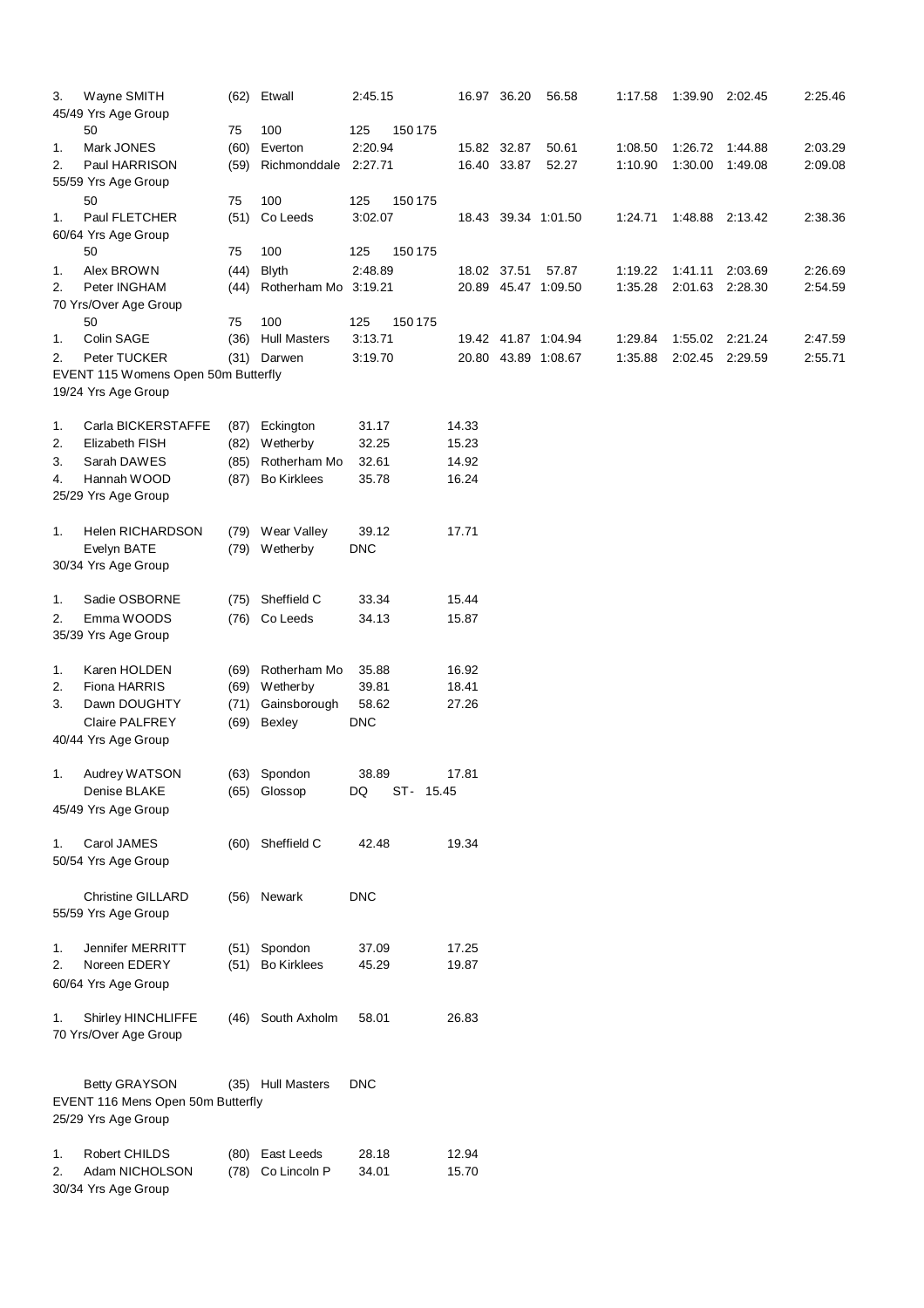| Pos | Name | Age | Club | Time | 25 | 50 | 75 | 100 | 125 | 150 | 175 |
|---|---|---|---|---|---|---|---|---|---|---|---|
| 3. | Wayne SMITH | (62) | Etwall | 2:45.15 | 16.97 | 36.20 | 56.58 | 1:17.58 | 1:39.90 | 2:02.45 | 2:25.46 |

45/49 Yrs Age Group

| Pos | Name | Age | Club | Time | 25 | 50 | 75 | 100 | 125 | 150 | 175 |
|---|---|---|---|---|---|---|---|---|---|---|---|
| 1. | Mark JONES | (60) | Everton | 2:20.94 | 15.82 | 32.87 | 50.61 | 1:08.50 | 1:26.72 | 1:44.88 | 2:03.29 |
| 2. | Paul HARRISON | (59) | Richmonddale | 2:27.71 | 16.40 | 33.87 | 52.27 | 1:10.90 | 1:30.00 | 1:49.08 | 2:09.08 |

55/59 Yrs Age Group

| Pos | Name | Age | Club | Time | 25 | 50 | 75 | 100 | 125 | 150 | 175 |
|---|---|---|---|---|---|---|---|---|---|---|---|
| 1. | Paul FLETCHER | (51) | Co Leeds | 3:02.07 | 18.43 | 39.34 | 1:01.50 | 1:24.71 | 1:48.88 | 2:13.42 | 2:38.36 |

60/64 Yrs Age Group

| Pos | Name | Age | Club | Time | 25 | 50 | 75 | 100 | 125 | 150 | 175 |
|---|---|---|---|---|---|---|---|---|---|---|---|
| 1. | Alex BROWN | (44) | Blyth | 2:48.89 | 18.02 | 37.51 | 57.87 | 1:19.22 | 1:41.11 | 2:03.69 | 2:26.69 |
| 2. | Peter INGHAM | (44) | Rotherham Mo | 3:19.21 | 20.89 | 45.47 | 1:09.50 | 1:35.28 | 2:01.63 | 2:28.30 | 2:54.59 |

70 Yrs/Over Age Group

| Pos | Name | Age | Club | Time | 25 | 50 | 75 | 100 | 125 | 150 | 175 |
|---|---|---|---|---|---|---|---|---|---|---|---|
| 1. | Colin SAGE | (36) | Hull Masters | 3:13.71 | 19.42 | 41.87 | 1:04.94 | 1:29.84 | 1:55.02 | 2:21.24 | 2:47.59 |
| 2. | Peter TUCKER | (31) | Darwen | 3:19.70 | 20.80 | 43.89 | 1:08.67 | 1:35.88 | 2:02.45 | 2:29.59 | 2:55.71 |

## EVENT 115 Womens Open 50m Butterfly

19/24 Yrs Age Group

| Pos | Name | Age | Club | Time | 25 |
|---|---|---|---|---|---|
| 1. | Carla BICKERSTAFFE | (87) | Eckington | 31.17 | 14.33 |
| 2. | Elizabeth FISH | (82) | Wetherby | 32.25 | 15.23 |
| 3. | Sarah DAWES | (85) | Rotherham Mo | 32.61 | 14.92 |
| 4. | Hannah WOOD | (87) | Bo Kirklees | 35.78 | 16.24 |

25/29 Yrs Age Group

| Pos | Name | Age | Club | Time | 25 |
|---|---|---|---|---|---|
| 1. | Helen RICHARDSON | (79) | Wear Valley | 39.12 | 17.71 |
| | Evelyn BATE | (79) | Wetherby | DNC | |

30/34 Yrs Age Group

| Pos | Name | Age | Club | Time | 25 |
|---|---|---|---|---|---|
| 1. | Sadie OSBORNE | (75) | Sheffield C | 33.34 | 15.44 |
| 2. | Emma WOODS | (76) | Co Leeds | 34.13 | 15.87 |

35/39 Yrs Age Group

| Pos | Name | Age | Club | Time | 25 |
|---|---|---|---|---|---|
| 1. | Karen HOLDEN | (69) | Rotherham Mo | 35.88 | 16.92 |
| 2. | Fiona HARRIS | (69) | Wetherby | 39.81 | 18.41 |
| 3. | Dawn DOUGHTY | (71) | Gainsborough | 58.62 | 27.26 |
| | Claire PALFREY | (69) | Bexley | DNC | |

40/44 Yrs Age Group

| Pos | Name | Age | Club | Time | 25 |
|---|---|---|---|---|---|
| 1. | Audrey WATSON | (63) | Spondon | 38.89 | 17.81 |
| | Denise BLAKE | (65) | Glossop | DQ ST- | 15.45 |

45/49 Yrs Age Group

| Pos | Name | Age | Club | Time | 25 |
|---|---|---|---|---|---|
| 1. | Carol JAMES | (60) | Sheffield C | 42.48 | 19.34 |

50/54 Yrs Age Group

| Pos | Name | Age | Club | Time | 25 |
|---|---|---|---|---|---|
| | Christine GILLARD | (56) | Newark | DNC | |

55/59 Yrs Age Group

| Pos | Name | Age | Club | Time | 25 |
|---|---|---|---|---|---|
| 1. | Jennifer MERRITT | (51) | Spondon | 37.09 | 17.25 |
| 2. | Noreen EDERY | (51) | Bo Kirklees | 45.29 | 19.87 |

60/64 Yrs Age Group

| Pos | Name | Age | Club | Time | 25 |
|---|---|---|---|---|---|
| 1. | Shirley HINCHLIFFE | (46) | South Axholm | 58.01 | 26.83 |

70 Yrs/Over Age Group

| Pos | Name | Age | Club | Time | 25 |
|---|---|---|---|---|---|
| | Betty GRAYSON | (35) | Hull Masters | DNC | |

## EVENT 116 Mens Open 50m Butterfly

25/29 Yrs Age Group

| Pos | Name | Age | Club | Time | 25 |
|---|---|---|---|---|---|
| 1. | Robert CHILDS | (80) | East Leeds | 28.18 | 12.94 |
| 2. | Adam NICHOLSON | (78) | Co Lincoln P | 34.01 | 15.70 |

30/34 Yrs Age Group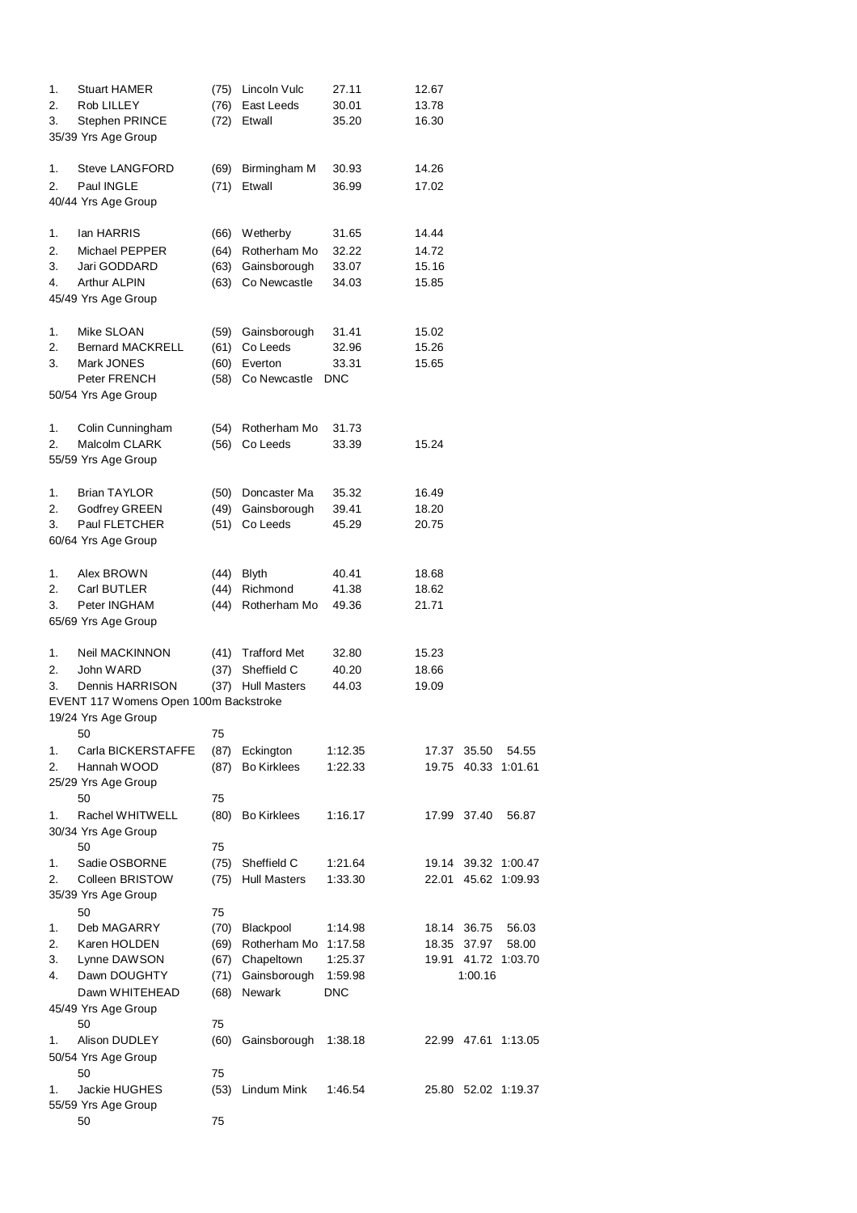| | | | | | | | |
|---|---|---|---|---|---|---|---|
| 1. | Stuart HAMER | (75) | Lincoln Vulc | 27.11 | 12.67 | | |
| 2. | Rob LILLEY | (76) | East Leeds | 30.01 | 13.78 | | |
| 3. | Stephen PRINCE | (72) | Etwall | 35.20 | 16.30 | | |

35/39 Yrs Age Group

| | | | | | |
|---|---|---|---|---|---|
| 1. | Steve LANGFORD | (69) | Birmingham M | 30.93 | 14.26 |
| 2. | Paul INGLE | (71) | Etwall | 36.99 | 17.02 |

40/44 Yrs Age Group

| | | | | | |
|---|---|---|---|---|---|
| 1. | Ian HARRIS | (66) | Wetherby | 31.65 | 14.44 |
| 2. | Michael PEPPER | (64) | Rotherham Mo | 32.22 | 14.72 |
| 3. | Jari GODDARD | (63) | Gainsborough | 33.07 | 15.16 |
| 4. | Arthur ALPIN | (63) | Co Newcastle | 34.03 | 15.85 |

45/49 Yrs Age Group

| | | | | | |
|---|---|---|---|---|---|
| 1. | Mike SLOAN | (59) | Gainsborough | 31.41 | 15.02 |
| 2. | Bernard MACKRELL | (61) | Co Leeds | 32.96 | 15.26 |
| 3. | Mark JONES | (60) | Everton | 33.31 | 15.65 |
| | Peter FRENCH | (58) | Co Newcastle | DNC | |

50/54 Yrs Age Group

| | | | | | |
|---|---|---|---|---|---|
| 1. | Colin Cunningham | (54) | Rotherham Mo | 31.73 | |
| 2. | Malcolm CLARK | (56) | Co Leeds | 33.39 | 15.24 |

55/59 Yrs Age Group

| | | | | | |
|---|---|---|---|---|---|
| 1. | Brian TAYLOR | (50) | Doncaster Ma | 35.32 | 16.49 |
| 2. | Godfrey GREEN | (49) | Gainsborough | 39.41 | 18.20 |
| 3. | Paul FLETCHER | (51) | Co Leeds | 45.29 | 20.75 |

60/64 Yrs Age Group

| | | | | | |
|---|---|---|---|---|---|
| 1. | Alex BROWN | (44) | Blyth | 40.41 | 18.68 |
| 2. | Carl BUTLER | (44) | Richmond | 41.38 | 18.62 |
| 3. | Peter INGHAM | (44) | Rotherham Mo | 49.36 | 21.71 |

65/69 Yrs Age Group

| | | | | | |
|---|---|---|---|---|---|
| 1. | Neil MACKINNON | (41) | Trafford Met | 32.80 | 15.23 |
| 2. | John WARD | (37) | Sheffield C | 40.20 | 18.66 |
| 3. | Dennis HARRISON | (37) | Hull Masters | 44.03 | 19.09 |

EVENT 117 Womens Open 100m Backstroke

19/24 Yrs Age Group

| | | | | | 50 | 75 | |
|---|---|---|---|---|---|---|---|
| 1. | Carla BICKERSTAFFE | (87) | Eckington | 1:12.35 | 17.37 | 35.50 | 54.55 |
| 2. | Hannah WOOD | (87) | Bo Kirklees | 1:22.33 | 19.75 | 40.33 | 1:01.61 |

25/29 Yrs Age Group

| | | | | | 50 | 75 | |
|---|---|---|---|---|---|---|---|
| 1. | Rachel WHITWELL | (80) | Bo Kirklees | 1:16.17 | 17.99 | 37.40 | 56.87 |

30/34 Yrs Age Group

| | | | | | 50 | 75 | |
|---|---|---|---|---|---|---|---|
| 1. | Sadie OSBORNE | (75) | Sheffield C | 1:21.64 | 19.14 | 39.32 | 1:00.47 |
| 2. | Colleen BRISTOW | (75) | Hull Masters | 1:33.30 | 22.01 | 45.62 | 1:09.93 |

35/39 Yrs Age Group

| | | | | | 50 | 75 | |
|---|---|---|---|---|---|---|---|
| 1. | Deb MAGARRY | (70) | Blackpool | 1:14.98 | 18.14 | 36.75 | 56.03 |
| 2. | Karen HOLDEN | (69) | Rotherham Mo | 1:17.58 | 18.35 | 37.97 | 58.00 |
| 3. | Lynne DAWSON | (67) | Chapeltown | 1:25.37 | 19.91 | 41.72 | 1:03.70 |
| 4. | Dawn DOUGHTY | (71) | Gainsborough | 1:59.98 | | 1:00.16 | |
| | Dawn WHITEHEAD | (68) | Newark | DNC | | | |

45/49 Yrs Age Group

| | | | | | 50 | 75 | |
|---|---|---|---|---|---|---|---|
| 1. | Alison DUDLEY | (60) | Gainsborough | 1:38.18 | 22.99 | 47.61 | 1:13.05 |

50/54 Yrs Age Group

| | | | | | 50 | 75 | |
|---|---|---|---|---|---|---|---|
| 1. | Jackie HUGHES | (53) | Lindum Mink | 1:46.54 | 25.80 | 52.02 | 1:19.37 |

55/59 Yrs Age Group

50 75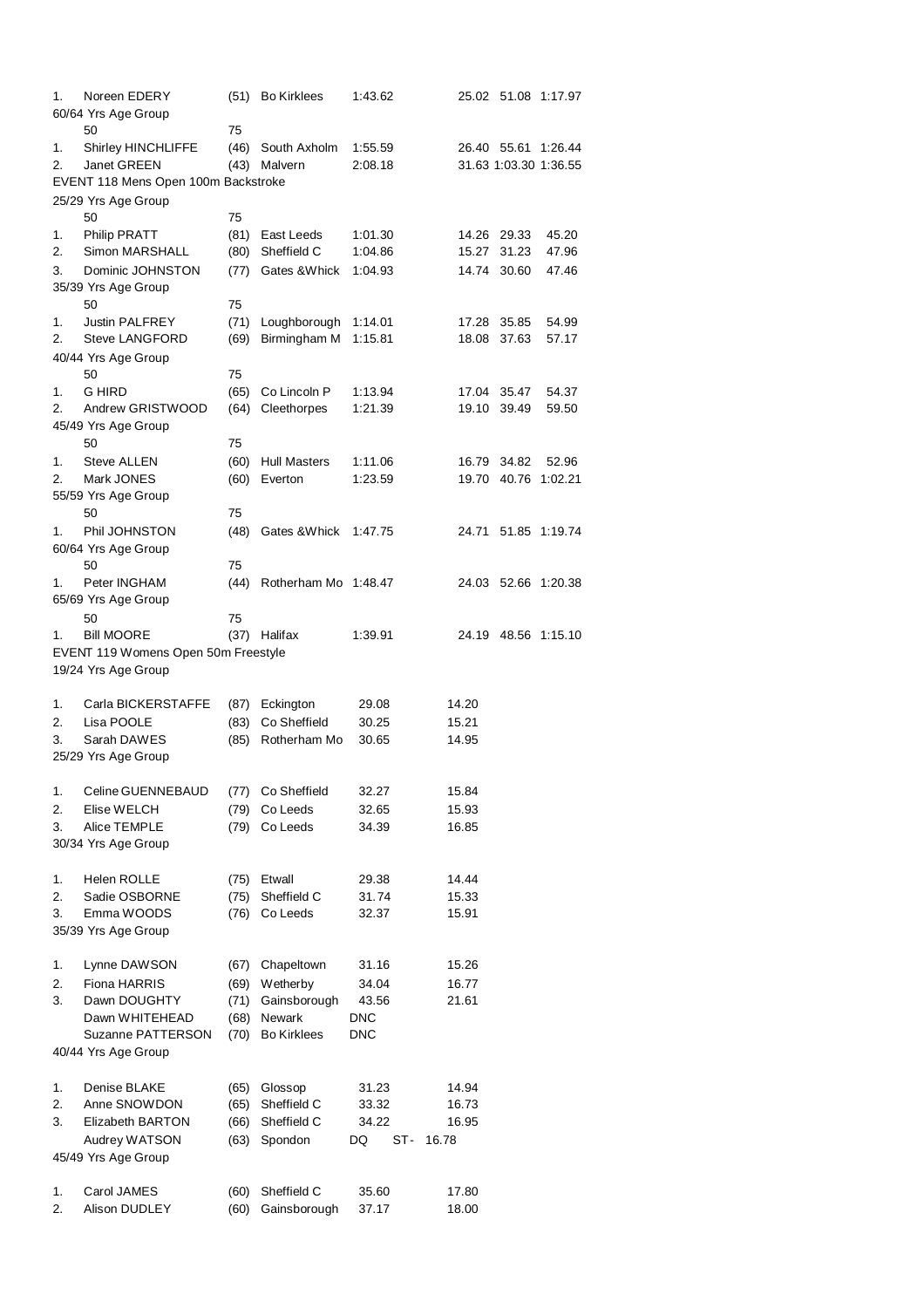| | | | | | | | |
|---|---|---|---|---|---|---|---|
| 1. | Noreen EDERY | (51) | Bo Kirklees | 1:43.62 | 25.02 | 51.08 | 1:17.97 |

60/64 Yrs Age Group

| | | | | | 50 | 75 | |
|---|---|---|---|---|---|---|---|
| 1. | Shirley HINCHLIFFE | (46) | South Axholm | 1:55.59 | 26.40 | 55.61 | 1:26.44 |
| 2. | Janet GREEN | (43) | Malvern | 2:08.18 | 31.63 | 1:03.30 | 1:36.55 |

## EVENT 118 Mens Open 100m Backstroke

25/29 Yrs Age Group

| | | | | | 50 | 75 | |
|---|---|---|---|---|---|---|---|
| 1. | Philip PRATT | (81) | East Leeds | 1:01.30 | 14.26 | 29.33 | 45.20 |
| 2. | Simon MARSHALL | (80) | Sheffield C | 1:04.86 | 15.27 | 31.23 | 47.96 |
| 3. | Dominic JOHNSTON | (77) | Gates &Whick | 1:04.93 | 14.74 | 30.60 | 47.46 |

35/39 Yrs Age Group

| | | | | | 50 | 75 | |
|---|---|---|---|---|---|---|---|
| 1. | Justin PALFREY | (71) | Loughborough | 1:14.01 | 17.28 | 35.85 | 54.99 |
| 2. | Steve LANGFORD | (69) | Birmingham M | 1:15.81 | 18.08 | 37.63 | 57.17 |

40/44 Yrs Age Group

| | | | | | 50 | 75 | |
|---|---|---|---|---|---|---|---|
| 1. | G HIRD | (65) | Co Lincoln P | 1:13.94 | 17.04 | 35.47 | 54.37 |
| 2. | Andrew GRISTWOOD | (64) | Cleethorpes | 1:21.39 | 19.10 | 39.49 | 59.50 |

45/49 Yrs Age Group

| | | | | | 50 | 75 | |
|---|---|---|---|---|---|---|---|
| 1. | Steve ALLEN | (60) | Hull Masters | 1:11.06 | 16.79 | 34.82 | 52.96 |
| 2. | Mark JONES | (60) | Everton | 1:23.59 | 19.70 | 40.76 | 1:02.21 |

55/59 Yrs Age Group

| | | | | | 50 | 75 | |
|---|---|---|---|---|---|---|---|
| 1. | Phil JOHNSTON | (48) | Gates &Whick | 1:47.75 | 24.71 | 51.85 | 1:19.74 |

60/64 Yrs Age Group

| | | | | | 50 | 75 | |
|---|---|---|---|---|---|---|---|
| 1. | Peter INGHAM | (44) | Rotherham Mo | 1:48.47 | 24.03 | 52.66 | 1:20.38 |

65/69 Yrs Age Group

| | | | | | 50 | 75 | |
|---|---|---|---|---|---|---|---|
| 1. | Bill MOORE | (37) | Halifax | 1:39.91 | 24.19 | 48.56 | 1:15.10 |

## EVENT 119 Womens Open 50m Freestyle

19/24 Yrs Age Group

| | | | | | |
|---|---|---|---|---|---|
| 1. | Carla BICKERSTAFFE | (87) | Eckington | 29.08 | 14.20 |
| 2. | Lisa POOLE | (83) | Co Sheffield | 30.25 | 15.21 |
| 3. | Sarah DAWES | (85) | Rotherham Mo | 30.65 | 14.95 |

25/29 Yrs Age Group

| | | | | | |
|---|---|---|---|---|---|
| 1. | Celine GUENNEBAUD | (77) | Co Sheffield | 32.27 | 15.84 |
| 2. | Elise WELCH | (79) | Co Leeds | 32.65 | 15.93 |
| 3. | Alice TEMPLE | (79) | Co Leeds | 34.39 | 16.85 |

30/34 Yrs Age Group

| | | | | | |
|---|---|---|---|---|---|
| 1. | Helen ROLLE | (75) | Etwall | 29.38 | 14.44 |
| 2. | Sadie OSBORNE | (75) | Sheffield C | 31.74 | 15.33 |
| 3. | Emma WOODS | (76) | Co Leeds | 32.37 | 15.91 |

35/39 Yrs Age Group

| | | | | | |
|---|---|---|---|---|---|
| 1. | Lynne DAWSON | (67) | Chapeltown | 31.16 | 15.26 |
| 2. | Fiona HARRIS | (69) | Wetherby | 34.04 | 16.77 |
| 3. | Dawn DOUGHTY | (71) | Gainsborough | 43.56 | 21.61 |
| | Dawn WHITEHEAD | (68) | Newark | DNC | |
| | Suzanne PATTERSON | (70) | Bo Kirklees | DNC | |

40/44 Yrs Age Group

| | | | | | |
|---|---|---|---|---|---|
| 1. | Denise BLAKE | (65) | Glossop | 31.23 | 14.94 |
| 2. | Anne SNOWDON | (65) | Sheffield C | 33.32 | 16.73 |
| 3. | Elizabeth BARTON | (66) | Sheffield C | 34.22 | 16.95 |
| | Audrey WATSON | (63) | Spondon | DQ ST- | 16.78 |

45/49 Yrs Age Group

| | | | | | |
|---|---|---|---|---|---|
| 1. | Carol JAMES | (60) | Sheffield C | 35.60 | 17.80 |
| 2. | Alison DUDLEY | (60) | Gainsborough | 37.17 | 18.00 |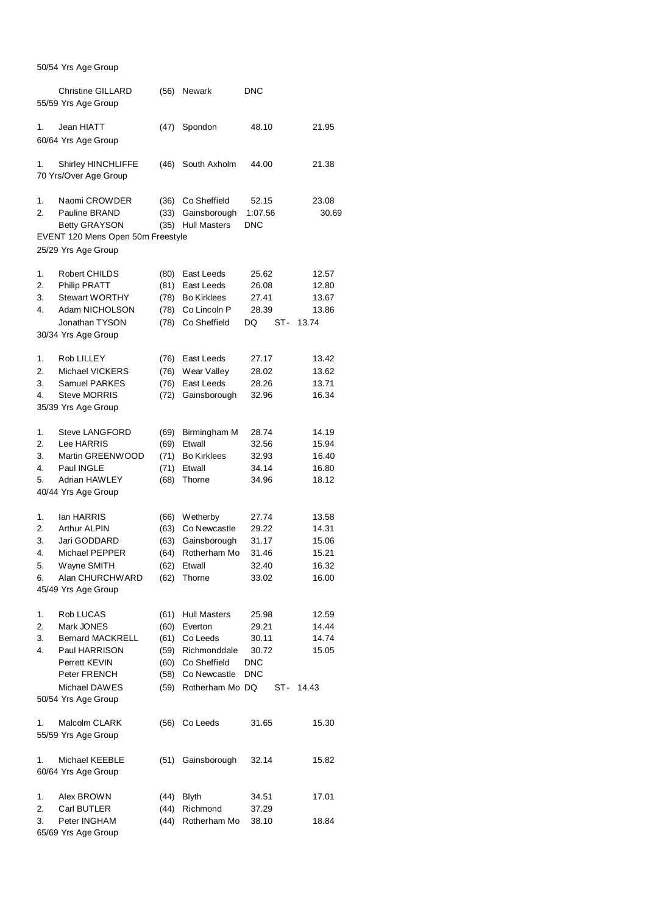50/54 Yrs Age Group

| | Name | YOB | Club | Time | Split |
|---|---|---|---|---|---|
| | Christine GILLARD | (56) | Newark | DNC | |

55/59 Yrs Age Group

| | Name | YOB | Club | Time | Split |
|---|---|---|---|---|---|
| 1. | Jean HIATT | (47) | Spondon | 48.10 | 21.95 |

60/64 Yrs Age Group

| | Name | YOB | Club | Time | Split |
|---|---|---|---|---|---|
| 1. | Shirley HINCHLIFFE | (46) | South Axholm | 44.00 | 21.38 |

70 Yrs/Over Age Group

| | Name | YOB | Club | Time | Split |
|---|---|---|---|---|---|
| 1. | Naomi CROWDER | (36) | Co Sheffield | 52.15 | 23.08 |
| 2. | Pauline BRAND | (33) | Gainsborough | 1:07.56 | 30.69 |
| | Betty GRAYSON | (35) | Hull Masters | DNC | |

EVENT 120 Mens Open 50m Freestyle

25/29 Yrs Age Group

| | Name | YOB | Club | Time | Split |
|---|---|---|---|---|---|
| 1. | Robert CHILDS | (80) | East Leeds | 25.62 | 12.57 |
| 2. | Philip PRATT | (81) | East Leeds | 26.08 | 12.80 |
| 3. | Stewart WORTHY | (78) | Bo Kirklees | 27.41 | 13.67 |
| 4. | Adam NICHOLSON | (78) | Co Lincoln P | 28.39 | 13.86 |
| | Jonathan TYSON | (78) | Co Sheffield | DQ ST- | 13.74 |

30/34 Yrs Age Group

| | Name | YOB | Club | Time | Split |
|---|---|---|---|---|---|
| 1. | Rob LILLEY | (76) | East Leeds | 27.17 | 13.42 |
| 2. | Michael VICKERS | (76) | Wear Valley | 28.02 | 13.62 |
| 3. | Samuel PARKES | (76) | East Leeds | 28.26 | 13.71 |
| 4. | Steve MORRIS | (72) | Gainsborough | 32.96 | 16.34 |

35/39 Yrs Age Group

| | Name | YOB | Club | Time | Split |
|---|---|---|---|---|---|
| 1. | Steve LANGFORD | (69) | Birmingham M | 28.74 | 14.19 |
| 2. | Lee HARRIS | (69) | Etwall | 32.56 | 15.94 |
| 3. | Martin GREENWOOD | (71) | Bo Kirklees | 32.93 | 16.40 |
| 4. | Paul INGLE | (71) | Etwall | 34.14 | 16.80 |
| 5. | Adrian HAWLEY | (68) | Thorne | 34.96 | 18.12 |

40/44 Yrs Age Group

| | Name | YOB | Club | Time | Split |
|---|---|---|---|---|---|
| 1. | Ian HARRIS | (66) | Wetherby | 27.74 | 13.58 |
| 2. | Arthur ALPIN | (63) | Co Newcastle | 29.22 | 14.31 |
| 3. | Jari GODDARD | (63) | Gainsborough | 31.17 | 15.06 |
| 4. | Michael PEPPER | (64) | Rotherham Mo | 31.46 | 15.21 |
| 5. | Wayne SMITH | (62) | Etwall | 32.40 | 16.32 |
| 6. | Alan CHURCHWARD | (62) | Thorne | 33.02 | 16.00 |

45/49 Yrs Age Group

| | Name | YOB | Club | Time | Split |
|---|---|---|---|---|---|
| 1. | Rob LUCAS | (61) | Hull Masters | 25.98 | 12.59 |
| 2. | Mark JONES | (60) | Everton | 29.21 | 14.44 |
| 3. | Bernard MACKRELL | (61) | Co Leeds | 30.11 | 14.74 |
| 4. | Paul HARRISON | (59) | Richmonddale | 30.72 | 15.05 |
| | Perrett KEVIN | (60) | Co Sheffield | DNC | |
| | Peter FRENCH | (58) | Co Newcastle | DNC | |
| | Michael DAWES | (59) | Rotherham Mo | DQ ST- | 14.43 |

50/54 Yrs Age Group

| | Name | YOB | Club | Time | Split |
|---|---|---|---|---|---|
| 1. | Malcolm CLARK | (56) | Co Leeds | 31.65 | 15.30 |

55/59 Yrs Age Group

| | Name | YOB | Club | Time | Split |
|---|---|---|---|---|---|
| 1. | Michael KEEBLE | (51) | Gainsborough | 32.14 | 15.82 |

60/64 Yrs Age Group

| | Name | YOB | Club | Time | Split |
|---|---|---|---|---|---|
| 1. | Alex BROWN | (44) | Blyth | 34.51 | 17.01 |
| 2. | Carl BUTLER | (44) | Richmond | 37.29 | |
| 3. | Peter INGHAM | (44) | Rotherham Mo | 38.10 | 18.84 |

65/69 Yrs Age Group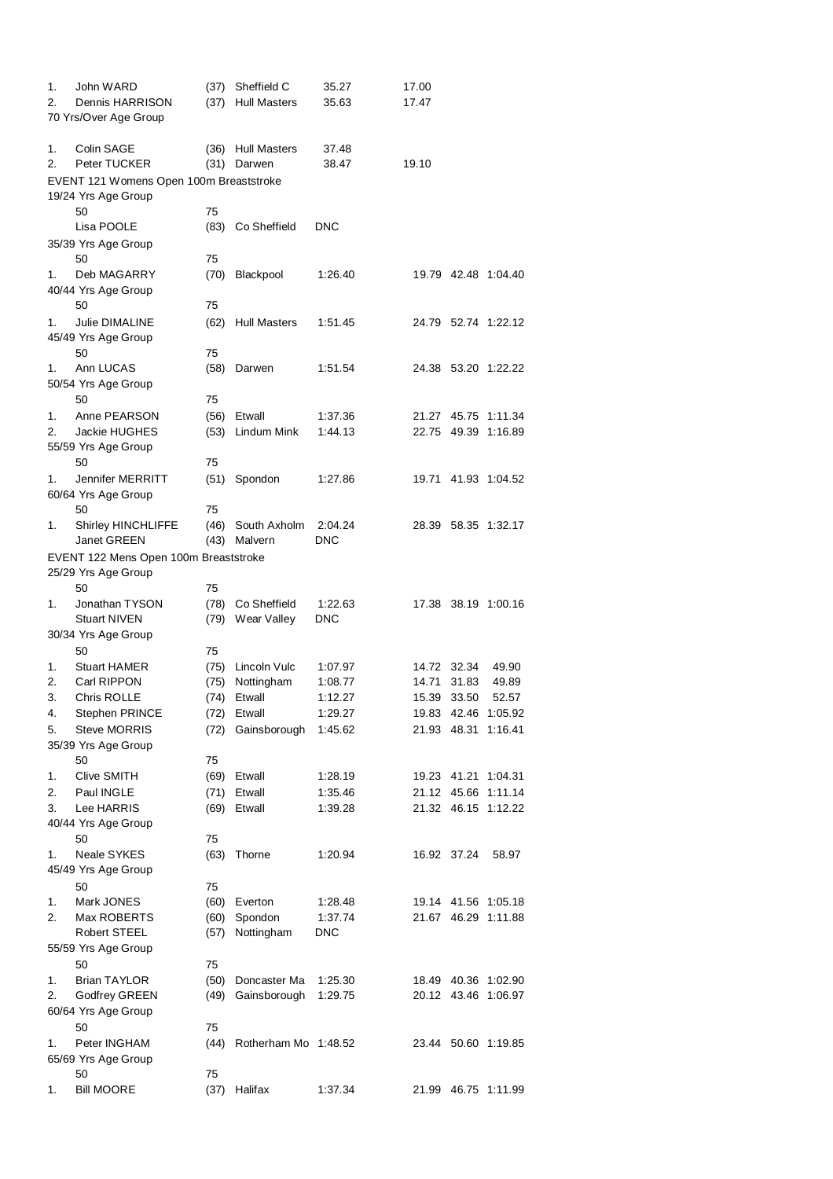| | | | | | | | |
|---|---|---|---|---|---|---|---|
| 1. | John WARD | (37) | Sheffield C | 35.27 | 17.00 | | |
| 2. | Dennis HARRISON | (37) | Hull Masters | 35.63 | 17.47 | | |

70 Yrs/Over Age Group

| | | | | | | | |
|---|---|---|---|---|---|---|---|
| 1. | Colin SAGE | (36) | Hull Masters | 37.48 | | | |
| 2. | Peter TUCKER | (31) | Darwen | 38.47 | 19.10 | | |

## EVENT 121 Womens Open 100m Breaststroke

19/24 Yrs Age Group

| | | | | | 50 | 75 | |
|---|---|---|---|---|---|---|---|
| | Lisa POOLE | (83) | Co Sheffield | DNC | | | |

35/39 Yrs Age Group

| | | | | | 50 | 75 | |
|---|---|---|---|---|---|---|---|
| 1. | Deb MAGARRY | (70) | Blackpool | 1:26.40 | 19.79 | 42.48 | 1:04.40 |

40/44 Yrs Age Group

| | | | | | 50 | 75 | |
|---|---|---|---|---|---|---|---|
| 1. | Julie DIMALINE | (62) | Hull Masters | 1:51.45 | 24.79 | 52.74 | 1:22.12 |

45/49 Yrs Age Group

| | | | | | 50 | 75 | |
|---|---|---|---|---|---|---|---|
| 1. | Ann LUCAS | (58) | Darwen | 1:51.54 | 24.38 | 53.20 | 1:22.22 |

50/54 Yrs Age Group

| | | | | | 50 | 75 | |
|---|---|---|---|---|---|---|---|
| 1. | Anne PEARSON | (56) | Etwall | 1:37.36 | 21.27 | 45.75 | 1:11.34 |
| 2. | Jackie HUGHES | (53) | Lindum Mink | 1:44.13 | 22.75 | 49.39 | 1:16.89 |

55/59 Yrs Age Group

| | | | | | 50 | 75 | |
|---|---|---|---|---|---|---|---|
| 1. | Jennifer MERRITT | (51) | Spondon | 1:27.86 | 19.71 | 41.93 | 1:04.52 |

60/64 Yrs Age Group

| | | | | | 50 | 75 | |
|---|---|---|---|---|---|---|---|
| 1. | Shirley HINCHLIFFE | (46) | South Axholm | 2:04.24 | 28.39 | 58.35 | 1:32.17 |
| | Janet GREEN | (43) | Malvern | DNC | | | |

## EVENT 122 Mens Open 100m Breaststroke

25/29 Yrs Age Group

| | | | | | 50 | 75 | |
|---|---|---|---|---|---|---|---|
| 1. | Jonathan TYSON | (78) | Co Sheffield | 1:22.63 | 17.38 | 38.19 | 1:00.16 |
| | Stuart NIVEN | (79) | Wear Valley | DNC | | | |

30/34 Yrs Age Group

| | | | | | 50 | 75 | |
|---|---|---|---|---|---|---|---|
| 1. | Stuart HAMER | (75) | Lincoln Vulc | 1:07.97 | 14.72 | 32.34 | 49.90 |
| 2. | Carl RIPPON | (75) | Nottingham | 1:08.77 | 14.71 | 31.83 | 49.89 |
| 3. | Chris ROLLE | (74) | Etwall | 1:12.27 | 15.39 | 33.50 | 52.57 |
| 4. | Stephen PRINCE | (72) | Etwall | 1:29.27 | 19.83 | 42.46 | 1:05.92 |
| 5. | Steve MORRIS | (72) | Gainsborough | 1:45.62 | 21.93 | 48.31 | 1:16.41 |

35/39 Yrs Age Group

| | | | | | 50 | 75 | |
|---|---|---|---|---|---|---|---|
| 1. | Clive SMITH | (69) | Etwall | 1:28.19 | 19.23 | 41.21 | 1:04.31 |
| 2. | Paul INGLE | (71) | Etwall | 1:35.46 | 21.12 | 45.66 | 1:11.14 |
| 3. | Lee HARRIS | (69) | Etwall | 1:39.28 | 21.32 | 46.15 | 1:12.22 |

40/44 Yrs Age Group

| | | | | | 50 | 75 | |
|---|---|---|---|---|---|---|---|
| 1. | Neale SYKES | (63) | Thorne | 1:20.94 | 16.92 | 37.24 | 58.97 |

45/49 Yrs Age Group

| | | | | | 50 | 75 | |
|---|---|---|---|---|---|---|---|
| 1. | Mark JONES | (60) | Everton | 1:28.48 | 19.14 | 41.56 | 1:05.18 |
| 2. | Max ROBERTS | (60) | Spondon | 1:37.74 | 21.67 | 46.29 | 1:11.88 |
| | Robert STEEL | (57) | Nottingham | DNC | | | |

55/59 Yrs Age Group

| | | | | | 50 | 75 | |
|---|---|---|---|---|---|---|---|
| 1. | Brian TAYLOR | (50) | Doncaster Ma | 1:25.30 | 18.49 | 40.36 | 1:02.90 |
| 2. | Godfrey GREEN | (49) | Gainsborough | 1:29.75 | 20.12 | 43.46 | 1:06.97 |

60/64 Yrs Age Group

| | | | | | 50 | 75 | |
|---|---|---|---|---|---|---|---|
| 1. | Peter INGHAM | (44) | Rotherham Mo | 1:48.52 | 23.44 | 50.60 | 1:19.85 |

65/69 Yrs Age Group

| | | | | | 50 | 75 | |
|---|---|---|---|---|---|---|---|
| 1. | Bill MOORE | (37) | Halifax | 1:37.34 | 21.99 | 46.75 | 1:11.99 |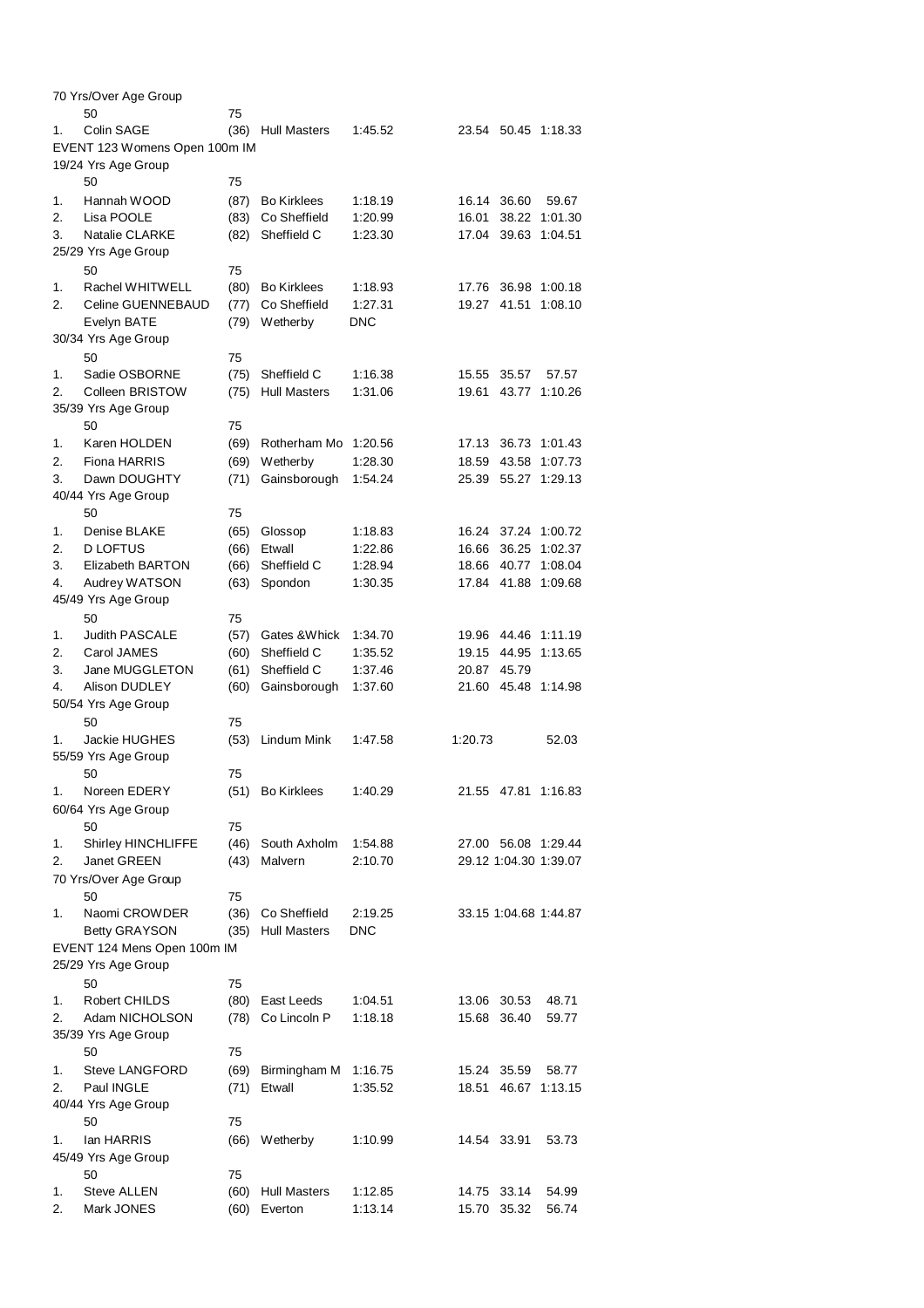70 Yrs/Over Age Group

| | | | | | | | |
|---|---|---|---|---|---|---|---|
| | 50 | 75 | | | | | |
| 1. | Colin SAGE | (36) | Hull Masters | 1:45.52 | 23.54 | 50.45 | 1:18.33 |

EVENT 123 Womens Open 100m IM

19/24 Yrs Age Group

| | | | | | | | |
|---|---|---|---|---|---|---|---|
| | 50 | 75 | | | | | |
| 1. | Hannah WOOD | (87) | Bo Kirklees | 1:18.19 | 16.14 | 36.60 | 59.67 |
| 2. | Lisa POOLE | (83) | Co Sheffield | 1:20.99 | 16.01 | 38.22 | 1:01.30 |
| 3. | Natalie CLARKE | (82) | Sheffield C | 1:23.30 | 17.04 | 39.63 | 1:04.51 |

25/29 Yrs Age Group

| | | | | | | | |
|---|---|---|---|---|---|---|---|
| | 50 | 75 | | | | | |
| 1. | Rachel WHITWELL | (80) | Bo Kirklees | 1:18.93 | 17.76 | 36.98 | 1:00.18 |
| 2. | Celine GUENNEBAUD | (77) | Co Sheffield | 1:27.31 | 19.27 | 41.51 | 1:08.10 |
| | Evelyn BATE | (79) | Wetherby | DNC | | | |

30/34 Yrs Age Group

| | | | | | | | |
|---|---|---|---|---|---|---|---|
| | 50 | 75 | | | | | |
| 1. | Sadie OSBORNE | (75) | Sheffield C | 1:16.38 | 15.55 | 35.57 | 57.57 |
| 2. | Colleen BRISTOW | (75) | Hull Masters | 1:31.06 | 19.61 | 43.77 | 1:10.26 |

35/39 Yrs Age Group

| | | | | | | | |
|---|---|---|---|---|---|---|---|
| | 50 | 75 | | | | | |
| 1. | Karen HOLDEN | (69) | Rotherham Mo | 1:20.56 | 17.13 | 36.73 | 1:01.43 |
| 2. | Fiona HARRIS | (69) | Wetherby | 1:28.30 | 18.59 | 43.58 | 1:07.73 |
| 3. | Dawn DOUGHTY | (71) | Gainsborough | 1:54.24 | 25.39 | 55.27 | 1:29.13 |

40/44 Yrs Age Group

| | | | | | | | |
|---|---|---|---|---|---|---|---|
| | 50 | 75 | | | | | |
| 1. | Denise BLAKE | (65) | Glossop | 1:18.83 | 16.24 | 37.24 | 1:00.72 |
| 2. | D LOFTUS | (66) | Etwall | 1:22.86 | 16.66 | 36.25 | 1:02.37 |
| 3. | Elizabeth BARTON | (66) | Sheffield C | 1:28.94 | 18.66 | 40.77 | 1:08.04 |
| 4. | Audrey WATSON | (63) | Spondon | 1:30.35 | 17.84 | 41.88 | 1:09.68 |

45/49 Yrs Age Group

| | | | | | | | |
|---|---|---|---|---|---|---|---|
| | 50 | 75 | | | | | |
| 1. | Judith PASCALE | (57) | Gates &Whick | 1:34.70 | 19.96 | 44.46 | 1:11.19 |
| 2. | Carol JAMES | (60) | Sheffield C | 1:35.52 | 19.15 | 44.95 | 1:13.65 |
| 3. | Jane MUGGLETON | (61) | Sheffield C | 1:37.46 | 20.87 | 45.79 | |
| 4. | Alison DUDLEY | (60) | Gainsborough | 1:37.60 | 21.60 | 45.48 | 1:14.98 |

50/54 Yrs Age Group

| | | | | | | | |
|---|---|---|---|---|---|---|---|
| | 50 | 75 | | | | | |
| 1. | Jackie HUGHES | (53) | Lindum Mink | 1:47.58 | 1:20.73 | | 52.03 |

55/59 Yrs Age Group

| | | | | | | | |
|---|---|---|---|---|---|---|---|
| | 50 | 75 | | | | | |
| 1. | Noreen EDERY | (51) | Bo Kirklees | 1:40.29 | 21.55 | 47.81 | 1:16.83 |

60/64 Yrs Age Group

| | | | | | | | |
|---|---|---|---|---|---|---|---|
| | 50 | 75 | | | | | |
| 1. | Shirley HINCHLIFFE | (46) | South Axholm | 1:54.88 | 27.00 | 56.08 | 1:29.44 |
| 2. | Janet GREEN | (43) | Malvern | 2:10.70 | 29.12 | 1:04.30 | 1:39.07 |

70 Yrs/Over Age Group

| | | | | | | | |
|---|---|---|---|---|---|---|---|
| | 50 | 75 | | | | | |
| 1. | Naomi CROWDER | (36) | Co Sheffield | 2:19.25 | 33.15 | 1:04.68 | 1:44.87 |
| | Betty GRAYSON | (35) | Hull Masters | DNC | | | |

EVENT 124 Mens Open 100m IM

25/29 Yrs Age Group

| | | | | | | | |
|---|---|---|---|---|---|---|---|
| | 50 | 75 | | | | | |
| 1. | Robert CHILDS | (80) | East Leeds | 1:04.51 | 13.06 | 30.53 | 48.71 |
| 2. | Adam NICHOLSON | (78) | Co Lincoln P | 1:18.18 | 15.68 | 36.40 | 59.77 |

35/39 Yrs Age Group

| | | | | | | | |
|---|---|---|---|---|---|---|---|
| | 50 | 75 | | | | | |
| 1. | Steve LANGFORD | (69) | Birmingham M | 1:16.75 | 15.24 | 35.59 | 58.77 |
| 2. | Paul INGLE | (71) | Etwall | 1:35.52 | 18.51 | 46.67 | 1:13.15 |

40/44 Yrs Age Group

| | | | | | | | |
|---|---|---|---|---|---|---|---|
| | 50 | 75 | | | | | |
| 1. | Ian HARRIS | (66) | Wetherby | 1:10.99 | 14.54 | 33.91 | 53.73 |

45/49 Yrs Age Group

| | | | | | | | |
|---|---|---|---|---|---|---|---|
| | 50 | 75 | | | | | |
| 1. | Steve ALLEN | (60) | Hull Masters | 1:12.85 | 14.75 | 33.14 | 54.99 |
| 2. | Mark JONES | (60) | Everton | 1:13.14 | 15.70 | 35.32 | 56.74 |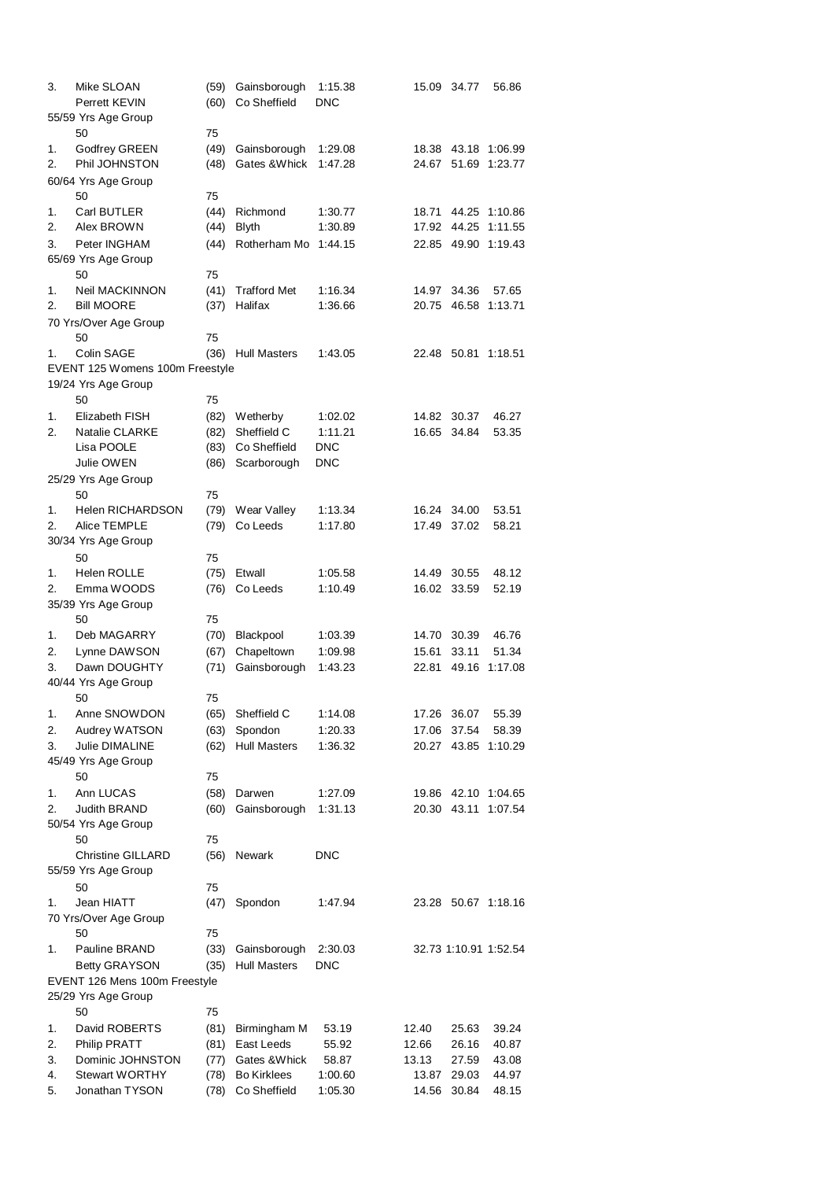| Place | Name | Age | Club | Time | 50 | 75 | 100 |
|---|---|---|---|---|---|---|---|
| 3. | Mike SLOAN | (59) | Gainsborough | 1:15.38 | 15.09 | 34.77 | 56.86 |
| | Perrett KEVIN | (60) | Co Sheffield | DNC | | | |

55/59 Yrs Age Group

| Place | Name | Age | Club | Time | 50 | 75 | 100 |
|---|---|---|---|---|---|---|---|
| 1. | Godfrey GREEN | (49) | Gainsborough | 1:29.08 | 18.38 | 43.18 | 1:06.99 |
| 2. | Phil JOHNSTON | (48) | Gates &Whick | 1:47.28 | 24.67 | 51.69 | 1:23.77 |

60/64 Yrs Age Group

| Place | Name | Age | Club | Time | 50 | 75 | 100 |
|---|---|---|---|---|---|---|---|
| 1. | Carl BUTLER | (44) | Richmond | 1:30.77 | 18.71 | 44.25 | 1:10.86 |
| 2. | Alex BROWN | (44) | Blyth | 1:30.89 | 17.92 | 44.25 | 1:11.55 |
| 3. | Peter INGHAM | (44) | Rotherham Mo | 1:44.15 | 22.85 | 49.90 | 1:19.43 |

65/69 Yrs Age Group

| Place | Name | Age | Club | Time | 50 | 75 | 100 |
|---|---|---|---|---|---|---|---|
| 1. | Neil MACKINNON | (41) | Trafford Met | 1:16.34 | 14.97 | 34.36 | 57.65 |
| 2. | Bill MOORE | (37) | Halifax | 1:36.66 | 20.75 | 46.58 | 1:13.71 |

70 Yrs/Over Age Group

| Place | Name | Age | Club | Time | 50 | 75 | 100 |
|---|---|---|---|---|---|---|---|
| 1. | Colin SAGE | (36) | Hull Masters | 1:43.05 | 22.48 | 50.81 | 1:18.51 |

## EVENT 125 Womens 100m Freestyle

19/24 Yrs Age Group

| Place | Name | Age | Club | Time | 50 | 75 | 100 |
|---|---|---|---|---|---|---|---|
| 1. | Elizabeth FISH | (82) | Wetherby | 1:02.02 | 14.82 | 30.37 | 46.27 |
| 2. | Natalie CLARKE | (82) | Sheffield C | 1:11.21 | 16.65 | 34.84 | 53.35 |
| | Lisa POOLE | (83) | Co Sheffield | DNC | | | |
| | Julie OWEN | (86) | Scarborough | DNC | | | |

25/29 Yrs Age Group

| Place | Name | Age | Club | Time | 50 | 75 | 100 |
|---|---|---|---|---|---|---|---|
| 1. | Helen RICHARDSON | (79) | Wear Valley | 1:13.34 | 16.24 | 34.00 | 53.51 |
| 2. | Alice TEMPLE | (79) | Co Leeds | 1:17.80 | 17.49 | 37.02 | 58.21 |

30/34 Yrs Age Group

| Place | Name | Age | Club | Time | 50 | 75 | 100 |
|---|---|---|---|---|---|---|---|
| 1. | Helen ROLLE | (75) | Etwall | 1:05.58 | 14.49 | 30.55 | 48.12 |
| 2. | Emma WOODS | (76) | Co Leeds | 1:10.49 | 16.02 | 33.59 | 52.19 |

35/39 Yrs Age Group

| Place | Name | Age | Club | Time | 50 | 75 | 100 |
|---|---|---|---|---|---|---|---|
| 1. | Deb MAGARRY | (70) | Blackpool | 1:03.39 | 14.70 | 30.39 | 46.76 |
| 2. | Lynne DAWSON | (67) | Chapeltown | 1:09.98 | 15.61 | 33.11 | 51.34 |
| 3. | Dawn DOUGHTY | (71) | Gainsborough | 1:43.23 | 22.81 | 49.16 | 1:17.08 |

40/44 Yrs Age Group

| Place | Name | Age | Club | Time | 50 | 75 | 100 |
|---|---|---|---|---|---|---|---|
| 1. | Anne SNOWDON | (65) | Sheffield C | 1:14.08 | 17.26 | 36.07 | 55.39 |
| 2. | Audrey WATSON | (63) | Spondon | 1:20.33 | 17.06 | 37.54 | 58.39 |
| 3. | Julie DIMALINE | (62) | Hull Masters | 1:36.32 | 20.27 | 43.85 | 1:10.29 |

45/49 Yrs Age Group

| Place | Name | Age | Club | Time | 50 | 75 | 100 |
|---|---|---|---|---|---|---|---|
| 1. | Ann LUCAS | (58) | Darwen | 1:27.09 | 19.86 | 42.10 | 1:04.65 |
| 2. | Judith BRAND | (60) | Gainsborough | 1:31.13 | 20.30 | 43.11 | 1:07.54 |

50/54 Yrs Age Group

| Place | Name | Age | Club | Time | 50 | 75 | 100 |
|---|---|---|---|---|---|---|---|
| | Christine GILLARD | (56) | Newark | DNC | | | |

55/59 Yrs Age Group

| Place | Name | Age | Club | Time | 50 | 75 | 100 |
|---|---|---|---|---|---|---|---|
| 1. | Jean HIATT | (47) | Spondon | 1:47.94 | 23.28 | 50.67 | 1:18.16 |

70 Yrs/Over Age Group

| Place | Name | Age | Club | Time | 50 | 75 | 100 |
|---|---|---|---|---|---|---|---|
| 1. | Pauline BRAND | (33) | Gainsborough | 2:30.03 | 32.73 | 1:10.91 | 1:52.54 |
| | Betty GRAYSON | (35) | Hull Masters | DNC | | | |

## EVENT 126 Mens 100m Freestyle

25/29 Yrs Age Group

| Place | Name | Age | Club | Time | 50 | 75 | 100 |
|---|---|---|---|---|---|---|---|
| 1. | David ROBERTS | (81) | Birmingham M | 53.19 | 12.40 | 25.63 | 39.24 |
| 2. | Philip PRATT | (81) | East Leeds | 55.92 | 12.66 | 26.16 | 40.87 |
| 3. | Dominic JOHNSTON | (77) | Gates &Whick | 58.87 | 13.13 | 27.59 | 43.08 |
| 4. | Stewart WORTHY | (78) | Bo Kirklees | 1:00.60 | 13.87 | 29.03 | 44.97 |
| 5. | Jonathan TYSON | (78) | Co Sheffield | 1:05.30 | 14.56 | 30.84 | 48.15 |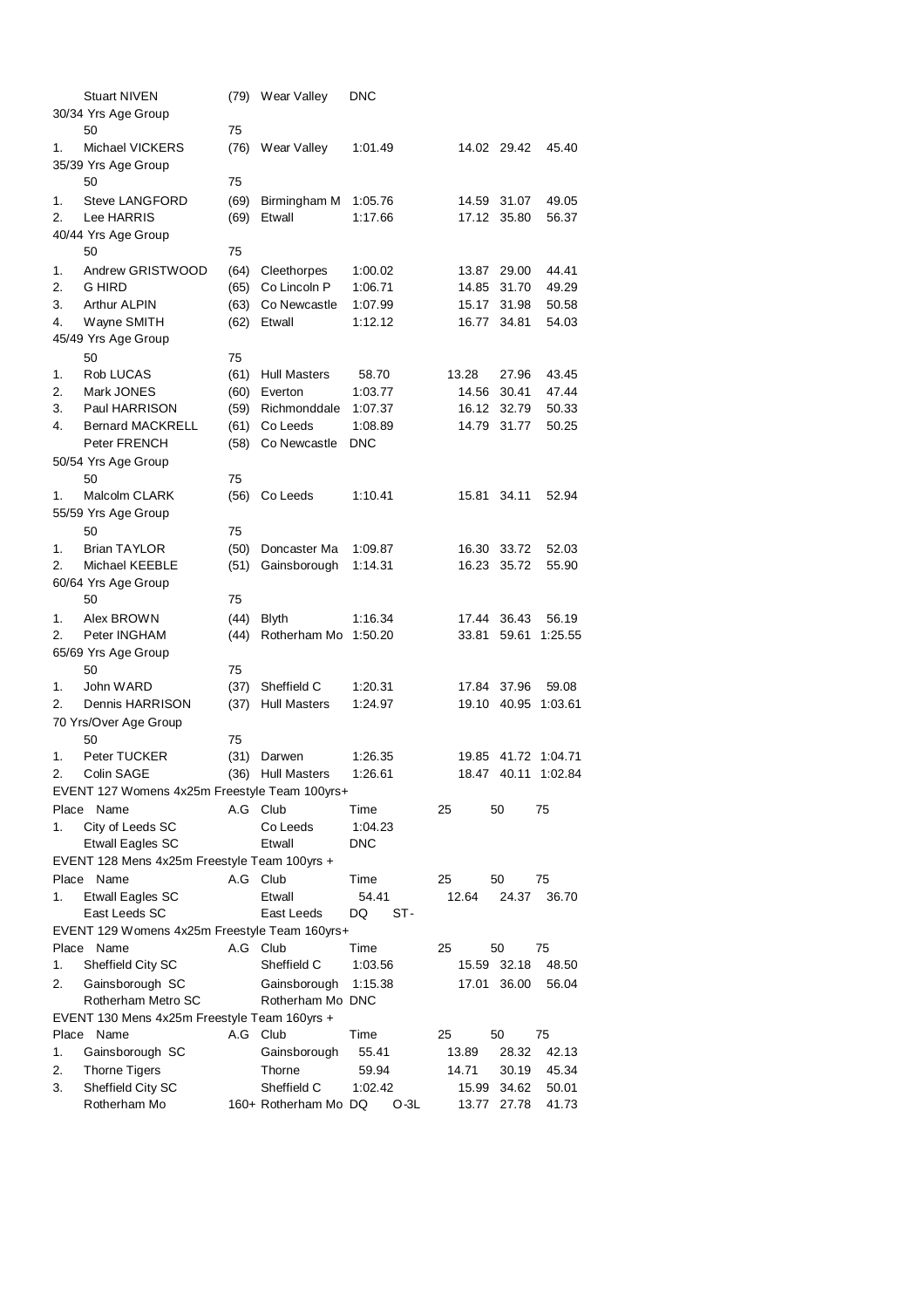| | | | | | | | |
|---|---|---|---|---|---|---|---|
| | Stuart NIVEN | (79) | Wear Valley | DNC | | | |
| 30/34 Yrs Age Group | | | | | | | |
| | 50 | 75 | | | | | |
| 1. | Michael VICKERS | (76) | Wear Valley | 1:01.49 | 14.02 | 29.42 | 45.40 |
| 35/39 Yrs Age Group | | | | | | | |
| | 50 | 75 | | | | | |
| 1. | Steve LANGFORD | (69) | Birmingham M | 1:05.76 | 14.59 | 31.07 | 49.05 |
| 2. | Lee HARRIS | (69) | Etwall | 1:17.66 | 17.12 | 35.80 | 56.37 |
| 40/44 Yrs Age Group | | | | | | | |
| | 50 | 75 | | | | | |
| 1. | Andrew GRISTWOOD | (64) | Cleethorpes | 1:00.02 | 13.87 | 29.00 | 44.41 |
| 2. | G HIRD | (65) | Co Lincoln P | 1:06.71 | 14.85 | 31.70 | 49.29 |
| 3. | Arthur ALPIN | (63) | Co Newcastle | 1:07.99 | 15.17 | 31.98 | 50.58 |
| 4. | Wayne SMITH | (62) | Etwall | 1:12.12 | 16.77 | 34.81 | 54.03 |
| 45/49 Yrs Age Group | | | | | | | |
| | 50 | 75 | | | | | |
| 1. | Rob LUCAS | (61) | Hull Masters | 58.70 | 13.28 | 27.96 | 43.45 |
| 2. | Mark JONES | (60) | Everton | 1:03.77 | 14.56 | 30.41 | 47.44 |
| 3. | Paul HARRISON | (59) | Richmonddale | 1:07.37 | 16.12 | 32.79 | 50.33 |
| 4. | Bernard MACKRELL | (61) | Co Leeds | 1:08.89 | 14.79 | 31.77 | 50.25 |
| | Peter FRENCH | (58) | Co Newcastle | DNC | | | |
| 50/54 Yrs Age Group | | | | | | | |
| | 50 | 75 | | | | | |
| 1. | Malcolm CLARK | (56) | Co Leeds | 1:10.41 | 15.81 | 34.11 | 52.94 |
| 55/59 Yrs Age Group | | | | | | | |
| | 50 | 75 | | | | | |
| 1. | Brian TAYLOR | (50) | Doncaster Ma | 1:09.87 | 16.30 | 33.72 | 52.03 |
| 2. | Michael KEEBLE | (51) | Gainsborough | 1:14.31 | 16.23 | 35.72 | 55.90 |
| 60/64 Yrs Age Group | | | | | | | |
| | 50 | 75 | | | | | |
| 1. | Alex BROWN | (44) | Blyth | 1:16.34 | 17.44 | 36.43 | 56.19 |
| 2. | Peter INGHAM | (44) | Rotherham Mo | 1:50.20 | 33.81 | 59.61 | 1:25.55 |
| 65/69 Yrs Age Group | | | | | | | |
| | 50 | 75 | | | | | |
| 1. | John WARD | (37) | Sheffield C | 1:20.31 | 17.84 | 37.96 | 59.08 |
| 2. | Dennis HARRISON | (37) | Hull Masters | 1:24.97 | 19.10 | 40.95 | 1:03.61 |
| 70 Yrs/Over Age Group | | | | | | | |
| | 50 | 75 | | | | | |
| 1. | Peter TUCKER | (31) | Darwen | 1:26.35 | 19.85 | 41.72 | 1:04.71 |
| 2. | Colin SAGE | (36) | Hull Masters | 1:26.61 | 18.47 | 40.11 | 1:02.84 |

EVENT 127 Womens 4x25m Freestyle Team 100yrs+

| Place | Name | A.G | Club | Time | 25 | 50 | 75 |
|---|---|---|---|---|---|---|---|
| 1. | City of Leeds SC | | Co Leeds | 1:04.23 | | | |
| | Etwall Eagles SC | | Etwall | DNC | | | |

EVENT 128 Mens 4x25m Freestyle Team 100yrs +

| Place | Name | A.G | Club | Time | 25 | 50 | 75 |
|---|---|---|---|---|---|---|---|
| 1. | Etwall Eagles SC | | Etwall | 54.41 | 12.64 | 24.37 | 36.70 |
| | East Leeds SC | | East Leeds | DQ ST- | | | |

EVENT 129 Womens 4x25m Freestyle Team 160yrs+

| Place | Name | A.G | Club | Time | 25 | 50 | 75 |
|---|---|---|---|---|---|---|---|
| 1. | Sheffield City SC | | Sheffield C | 1:03.56 | 15.59 | 32.18 | 48.50 |
| 2. | Gainsborough SC | | Gainsborough | 1:15.38 | 17.01 | 36.00 | 56.04 |
| | Rotherham Metro SC | | Rotherham Mo | DNC | | | |

EVENT 130 Mens 4x25m Freestyle Team 160yrs +

| Place | Name | A.G | Club | Time | 25 | 50 | 75 |
|---|---|---|---|---|---|---|---|
| 1. | Gainsborough SC | | Gainsborough | 55.41 | 13.89 | 28.32 | 42.13 |
| 2. | Thorne Tigers | | Thorne | 59.94 | 14.71 | 30.19 | 45.34 |
| 3. | Sheffield City SC | | Sheffield C | 1:02.42 | 15.99 | 34.62 | 50.01 |
| | Rotherham Mo | 160+ | Rotherham Mo | DQ O-3L | 13.77 | 27.78 | 41.73 |